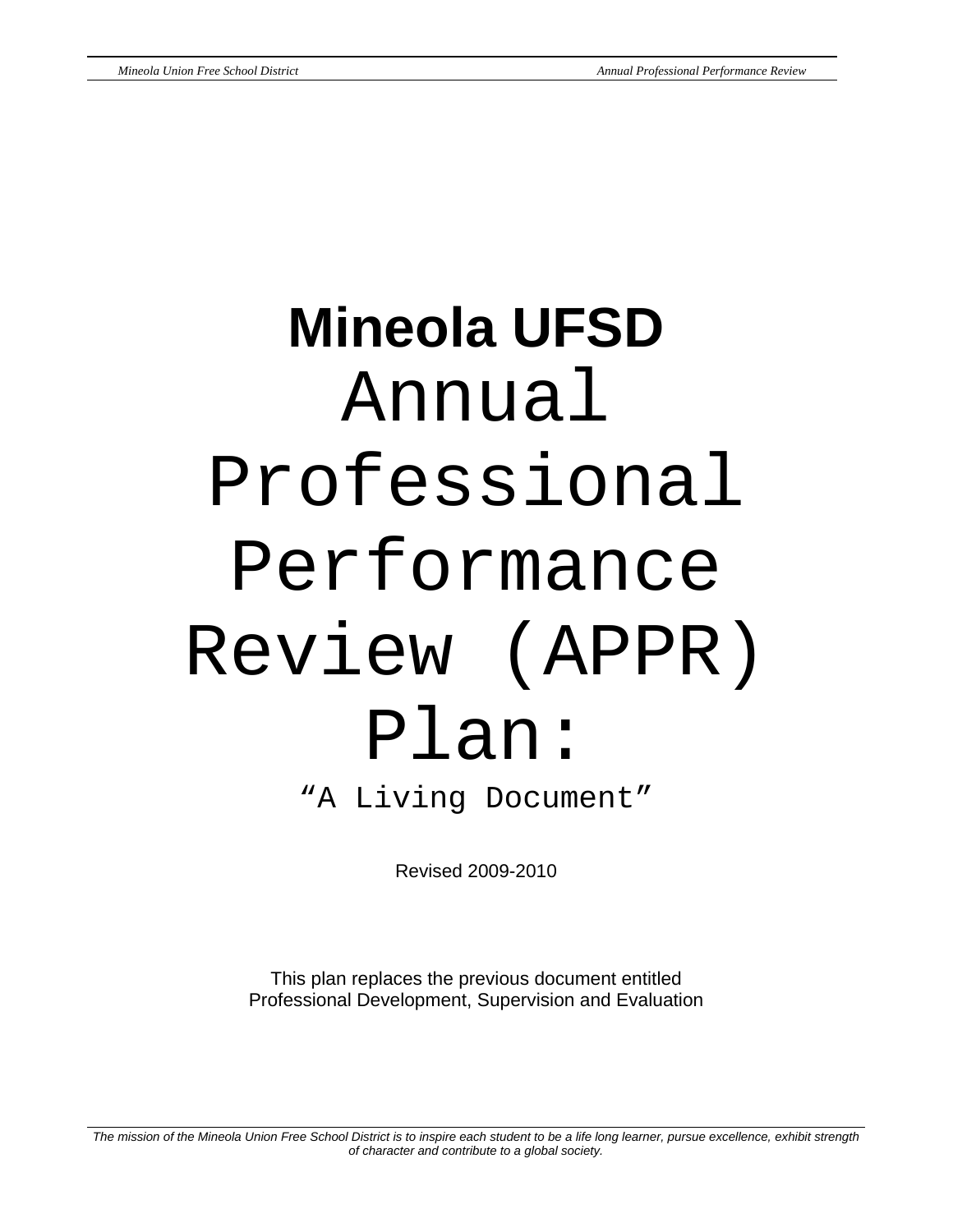# Mineola UFSD

# Annual Professional Performance Review (APPR) Plan:

"A Living Document"

Revised 2009-2010

This plan replaces the previous document entitled
Professional Development, Supervision and Evaluation

*The mission of the Mineola Union Free School District is to inspire each student to be a life long learner, pursue excellence, exhibit strength of character and contribute to a global society.*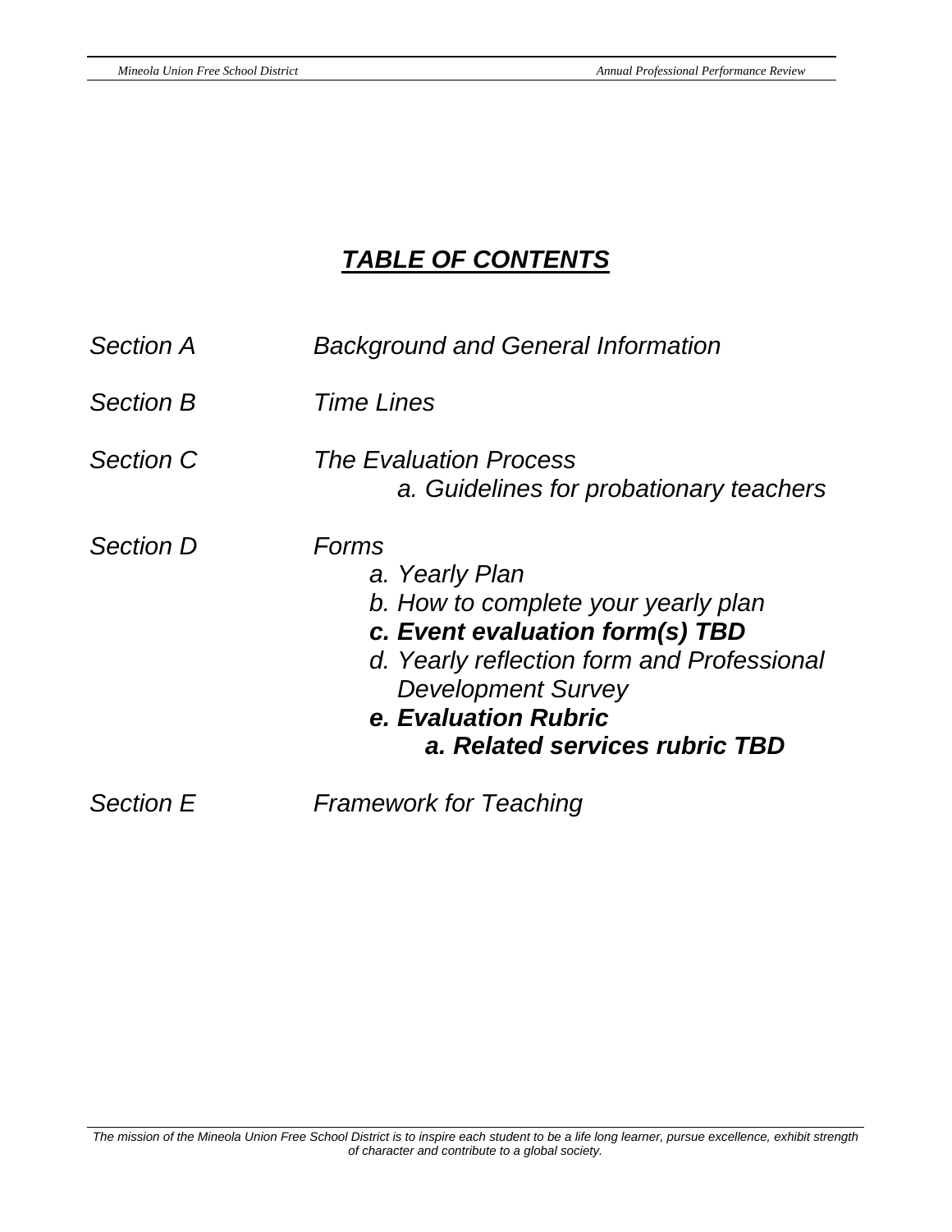# ***TABLE OF CONTENTS***

*Section A* *Background and General Information*

*Section B* *Time Lines*

*Section C* *The Evaluation Process*
- *a. Guidelines for probationary teachers*

*Section D* *Forms*
- *a. Yearly Plan*
- *b. How to complete your yearly plan*
- ***c. Event evaluation form(s) TBD***
- *d. Yearly reflection form and Professional Development Survey*
- ***e. Evaluation Rubric***
  - ***a. Related services rubric TBD***

*Section E* *Framework for Teaching*

*The mission of the Mineola Union Free School District is to inspire each student to be a life long learner, pursue excellence, exhibit strength of character and contribute to a global society.*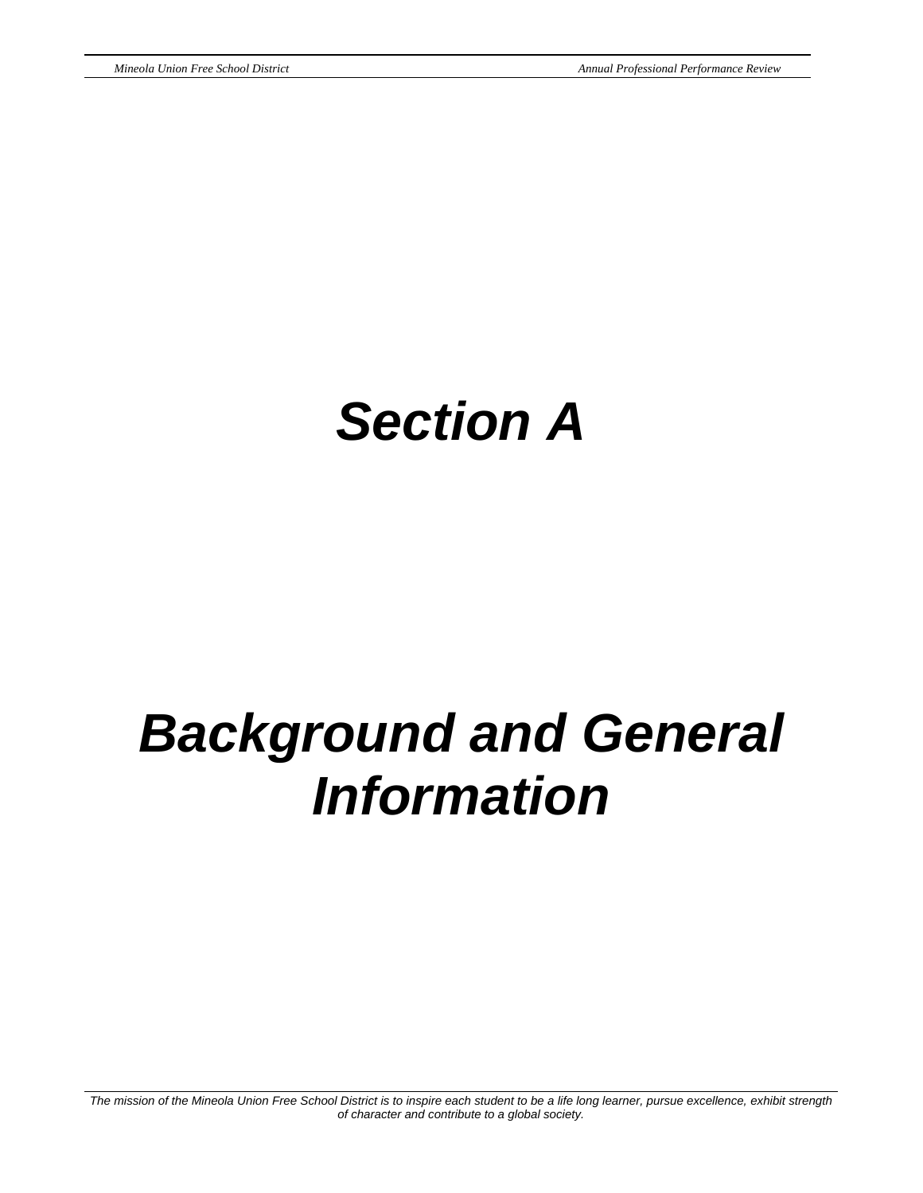# *Section A*

# *Background and General Information*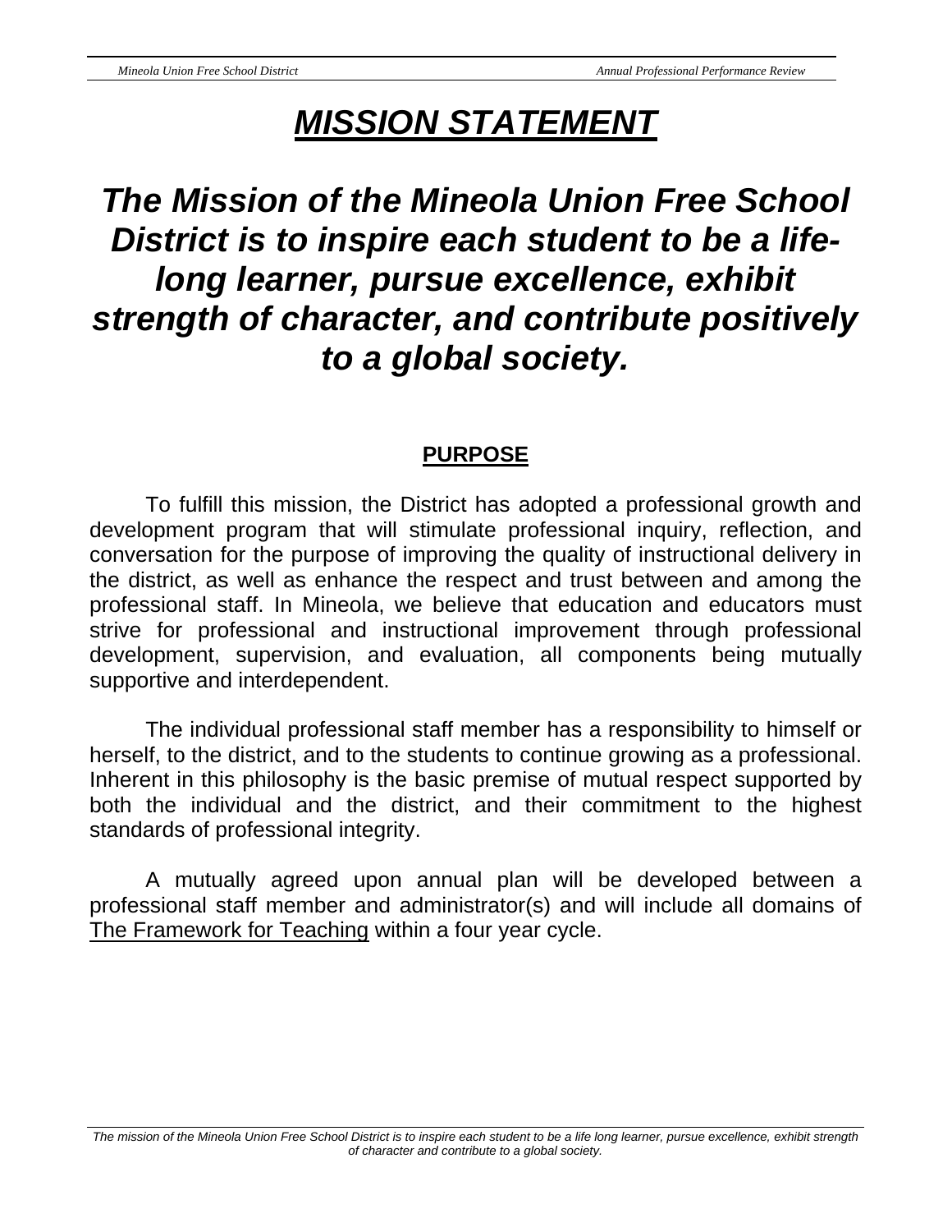# ***MISSION STATEMENT***

## ***The Mission of the Mineola Union Free School District is to inspire each student to be a life-long learner, pursue excellence, exhibit strength of character, and contribute positively to a global society.***

### PURPOSE

To fulfill this mission, the District has adopted a professional growth and development program that will stimulate professional inquiry, reflection, and conversation for the purpose of improving the quality of instructional delivery in the district, as well as enhance the respect and trust between and among the professional staff. In Mineola, we believe that education and educators must strive for professional and instructional improvement through professional development, supervision, and evaluation, all components being mutually supportive and interdependent.

The individual professional staff member has a responsibility to himself or herself, to the district, and to the students to continue growing as a professional. Inherent in this philosophy is the basic premise of mutual respect supported by both the individual and the district, and their commitment to the highest standards of professional integrity.

A mutually agreed upon annual plan will be developed between a professional staff member and administrator(s) and will include all domains of The Framework for Teaching within a four year cycle.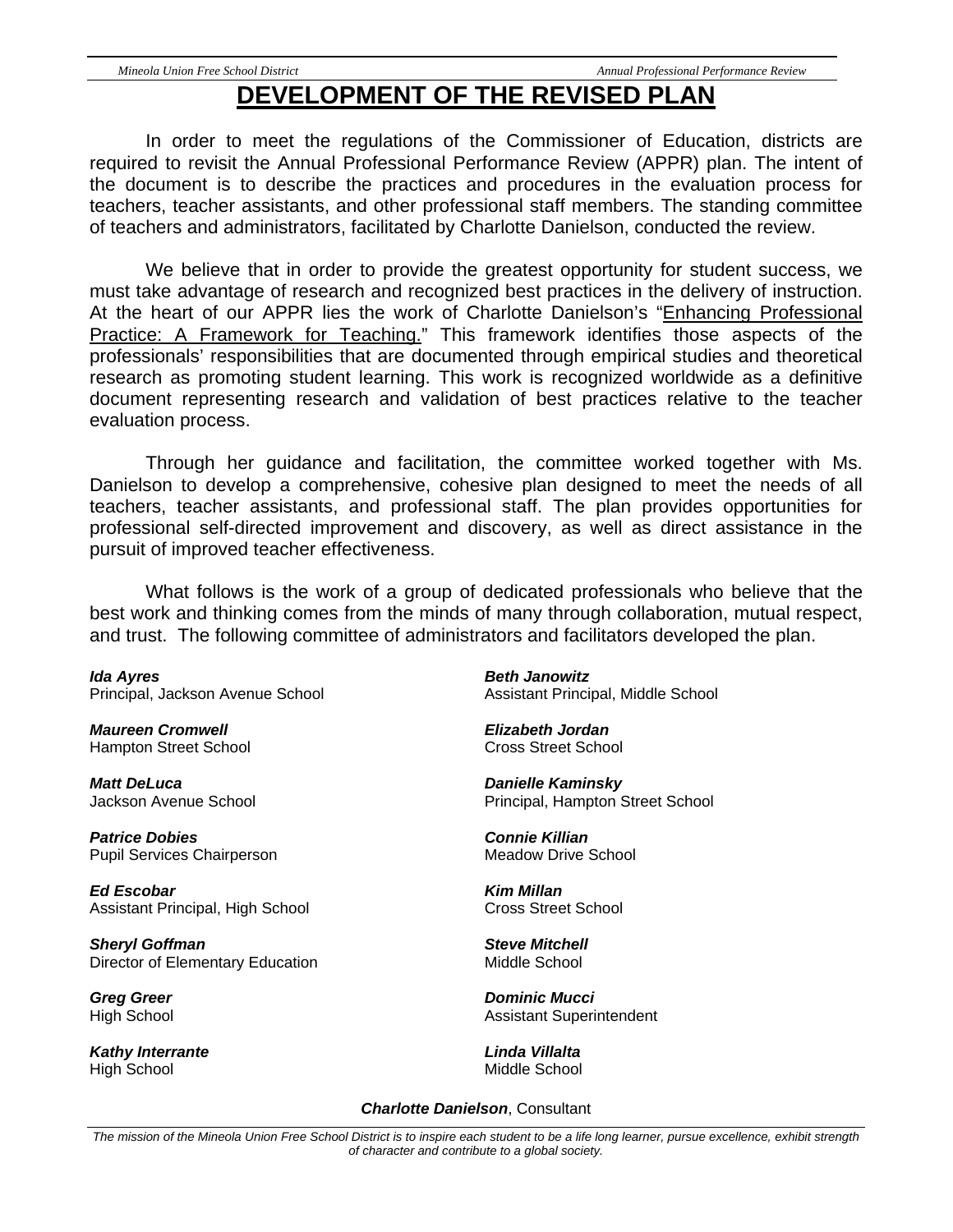# DEVELOPMENT OF THE REVISED PLAN

In order to meet the regulations of the Commissioner of Education, districts are required to revisit the Annual Professional Performance Review (APPR) plan. The intent of the document is to describe the practices and procedures in the evaluation process for teachers, teacher assistants, and other professional staff members. The standing committee of teachers and administrators, facilitated by Charlotte Danielson, conducted the review.

We believe that in order to provide the greatest opportunity for student success, we must take advantage of research and recognized best practices in the delivery of instruction. At the heart of our APPR lies the work of Charlotte Danielson's "Enhancing Professional Practice: A Framework for Teaching." This framework identifies those aspects of the professionals' responsibilities that are documented through empirical studies and theoretical research as promoting student learning. This work is recognized worldwide as a definitive document representing research and validation of best practices relative to the teacher evaluation process.

Through her guidance and facilitation, the committee worked together with Ms. Danielson to develop a comprehensive, cohesive plan designed to meet the needs of all teachers, teacher assistants, and professional staff. The plan provides opportunities for professional self-directed improvement and discovery, as well as direct assistance in the pursuit of improved teacher effectiveness.

What follows is the work of a group of dedicated professionals who believe that the best work and thinking comes from the minds of many through collaboration, mutual respect, and trust. The following committee of administrators and facilitators developed the plan.

***Ida Ayres***
Principal, Jackson Avenue School

***Maureen Cromwell***
Hampton Street School

***Matt DeLuca***
Jackson Avenue School

***Patrice Dobies***
Pupil Services Chairperson

***Ed Escobar***
Assistant Principal, High School

***Sheryl Goffman***
Director of Elementary Education

***Greg Greer***
High School

***Kathy Interrante***
High School

***Beth Janowitz***
Assistant Principal, Middle School

***Elizabeth Jordan***
Cross Street School

***Danielle Kaminsky***
Principal, Hampton Street School

***Connie Killian***
Meadow Drive School

***Kim Millan***
Cross Street School

***Steve Mitchell***
Middle School

***Dominic Mucci***
Assistant Superintendent

***Linda Villalta***
Middle School

***Charlotte Danielson***, Consultant

*The mission of the Mineola Union Free School District is to inspire each student to be a life long learner, pursue excellence, exhibit strength of character and contribute to a global society.*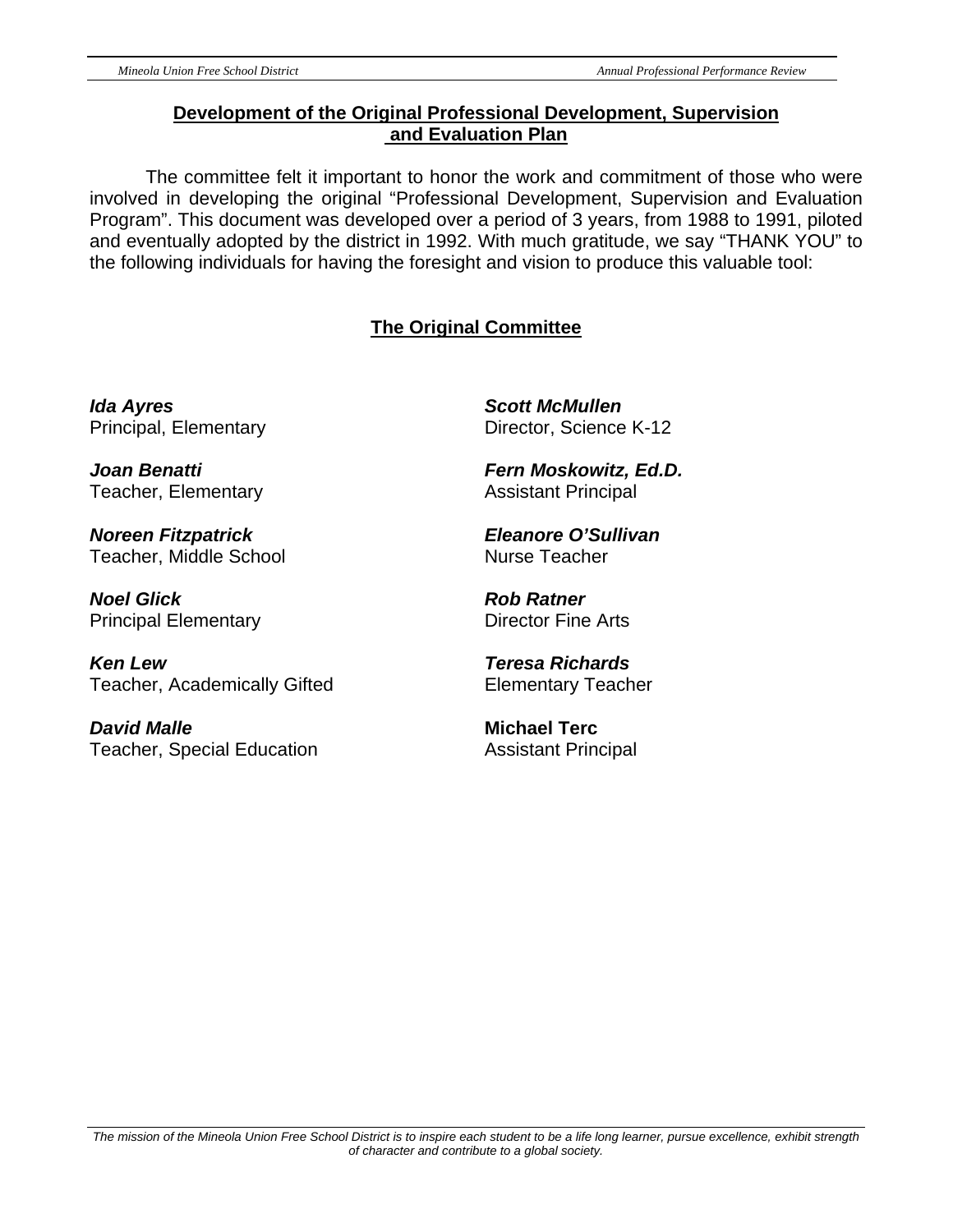## Development of the Original Professional Development, Supervision and Evaluation Plan

The committee felt it important to honor the work and commitment of those who were involved in developing the original "Professional Development, Supervision and Evaluation Program". This document was developed over a period of 3 years, from 1988 to 1991, piloted and eventually adopted by the district in 1992. With much gratitude, we say "THANK YOU" to the following individuals for having the foresight and vision to produce this valuable tool:

### The Original Committee

***Ida Ayres***
Principal, Elementary

***Joan Benatti***
Teacher, Elementary

***Noreen Fitzpatrick***
Teacher, Middle School

***Noel Glick***
Principal Elementary

***Ken Lew***
Teacher, Academically Gifted

***David Malle***
Teacher, Special Education

***Scott McMullen***
Director, Science K-12

***Fern Moskowitz, Ed.D.***
Assistant Principal

***Eleanore O'Sullivan***
Nurse Teacher

***Rob Ratner***
Director Fine Arts

***Teresa Richards***
Elementary Teacher

**Michael Terc**
Assistant Principal

*The mission of the Mineola Union Free School District is to inspire each student to be a life long learner, pursue excellence, exhibit strength of character and contribute to a global society.*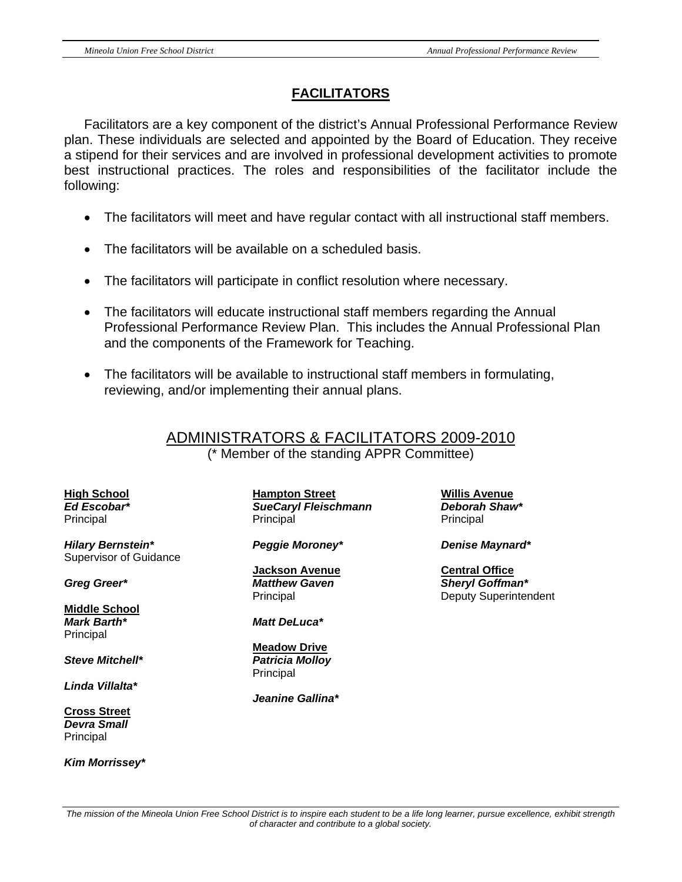## FACILITATORS

Facilitators are a key component of the district's Annual Professional Performance Review plan. These individuals are selected and appointed by the Board of Education. They receive a stipend for their services and are involved in professional development activities to promote best instructional practices. The roles and responsibilities of the facilitator include the following:

- The facilitators will meet and have regular contact with all instructional staff members.
- The facilitators will be available on a scheduled basis.
- The facilitators will participate in conflict resolution where necessary.
- The facilitators will educate instructional staff members regarding the Annual Professional Performance Review Plan. This includes the Annual Professional Plan and the components of the Framework for Teaching.
- The facilitators will be available to instructional staff members in formulating, reviewing, and/or implementing their annual plans.

### ADMINISTRATORS & FACILITATORS 2009-2010

(* Member of the standing APPR Committee)

**High School**
***Ed Escobar****
Principal

***Hilary Bernstein****
Supervisor of Guidance

***Greg Greer****

**Middle School**
***Mark Barth****
Principal

***Steve Mitchell****

***Linda Villalta****

**Cross Street**
***Devra Small***
Principal

***Kim Morrissey****

**Hampton Street**
***SueCaryl Fleischmann***
Principal

***Peggie Moroney****

**Jackson Avenue**
***Matthew Gaven***
Principal

***Matt DeLuca****

**Meadow Drive**
***Patricia Molloy***
Principal

***Jeanine Gallina****

**Willis Avenue**
***Deborah Shaw****
Principal

***Denise Maynard****

**Central Office**
***Sheryl Goffman****
Deputy Superintendent

*The mission of the Mineola Union Free School District is to inspire each student to be a life long learner, pursue excellence, exhibit strength of character and contribute to a global society.*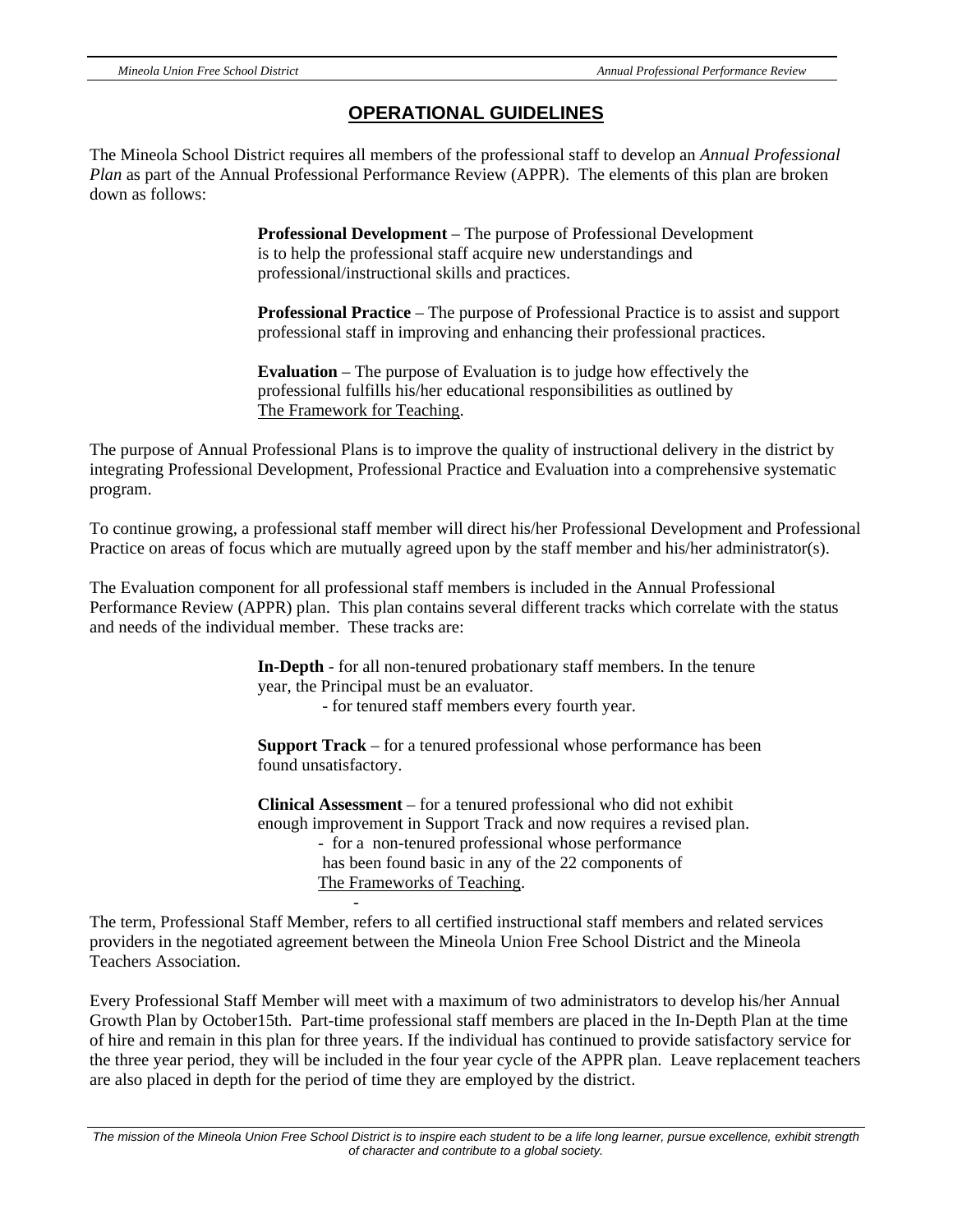## OPERATIONAL GUIDELINES

The Mineola School District requires all members of the professional staff to develop an *Annual Professional Plan* as part of the Annual Professional Performance Review (APPR). The elements of this plan are broken down as follows:

> **Professional Development** – The purpose of Professional Development is to help the professional staff acquire new understandings and professional/instructional skills and practices.
>
> **Professional Practice** – The purpose of Professional Practice is to assist and support professional staff in improving and enhancing their professional practices.
>
> **Evaluation** – The purpose of Evaluation is to judge how effectively the professional fulfills his/her educational responsibilities as outlined by The Framework for Teaching.

The purpose of Annual Professional Plans is to improve the quality of instructional delivery in the district by integrating Professional Development, Professional Practice and Evaluation into a comprehensive systematic program.

To continue growing, a professional staff member will direct his/her Professional Development and Professional Practice on areas of focus which are mutually agreed upon by the staff member and his/her administrator(s).

The Evaluation component for all professional staff members is included in the Annual Professional Performance Review (APPR) plan. This plan contains several different tracks which correlate with the status and needs of the individual member. These tracks are:

> **In-Depth** - for all non-tenured probationary staff members. In the tenure year, the Principal must be an evaluator.
> - for tenured staff members every fourth year.
>
> **Support Track** – for a tenured professional whose performance has been found unsatisfactory.
>
> **Clinical Assessment** – for a tenured professional who did not exhibit enough improvement in Support Track and now requires a revised plan.
> - for a non-tenured professional whose performance has been found basic in any of the 22 components of The Frameworks of Teaching.

The term, Professional Staff Member, refers to all certified instructional staff members and related services providers in the negotiated agreement between the Mineola Union Free School District and the Mineola Teachers Association.

Every Professional Staff Member will meet with a maximum of two administrators to develop his/her Annual Growth Plan by October15th. Part-time professional staff members are placed in the In-Depth Plan at the time of hire and remain in this plan for three years. If the individual has continued to provide satisfactory service for the three year period, they will be included in the four year cycle of the APPR plan. Leave replacement teachers are also placed in depth for the period of time they are employed by the district.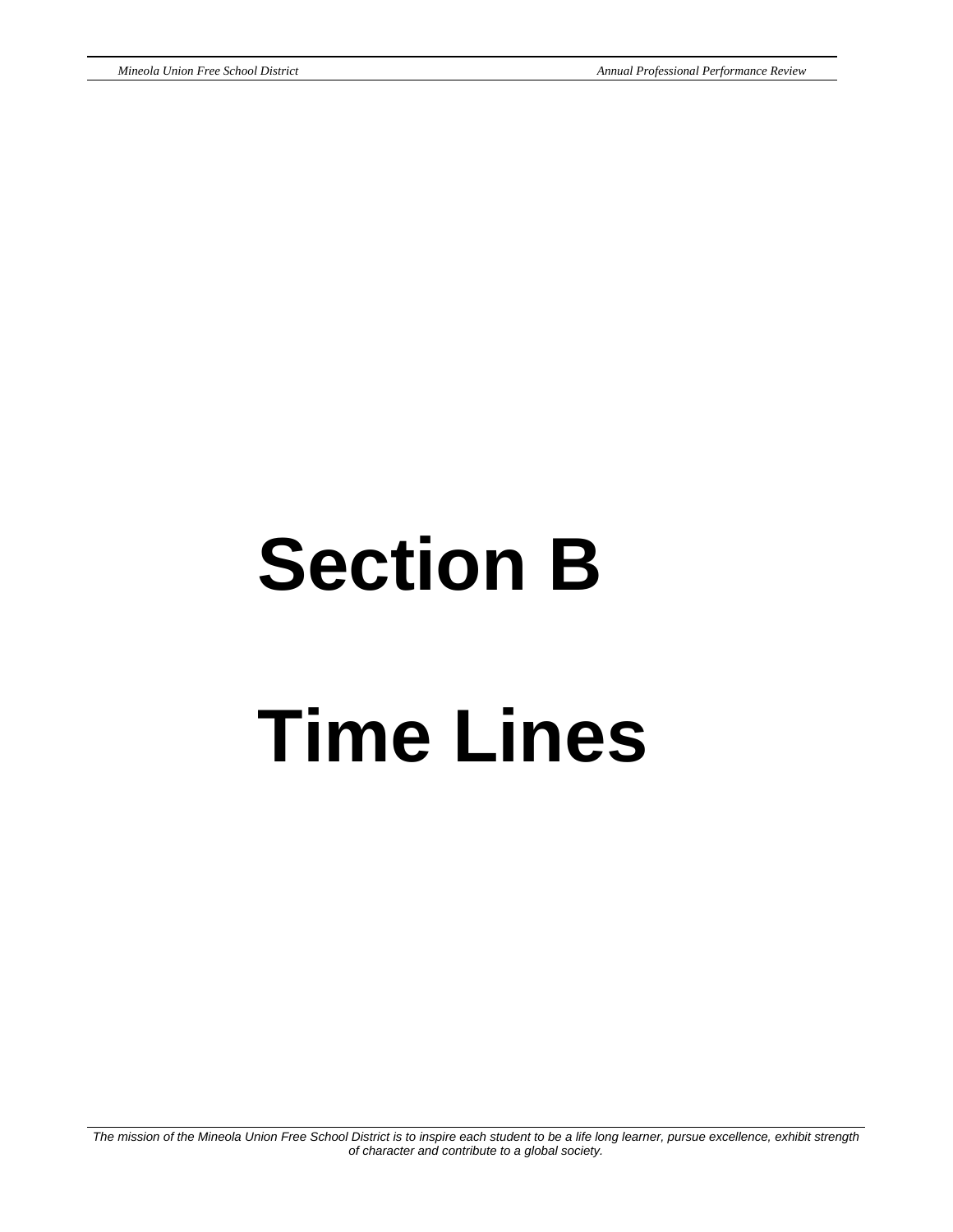# Section B

# Time Lines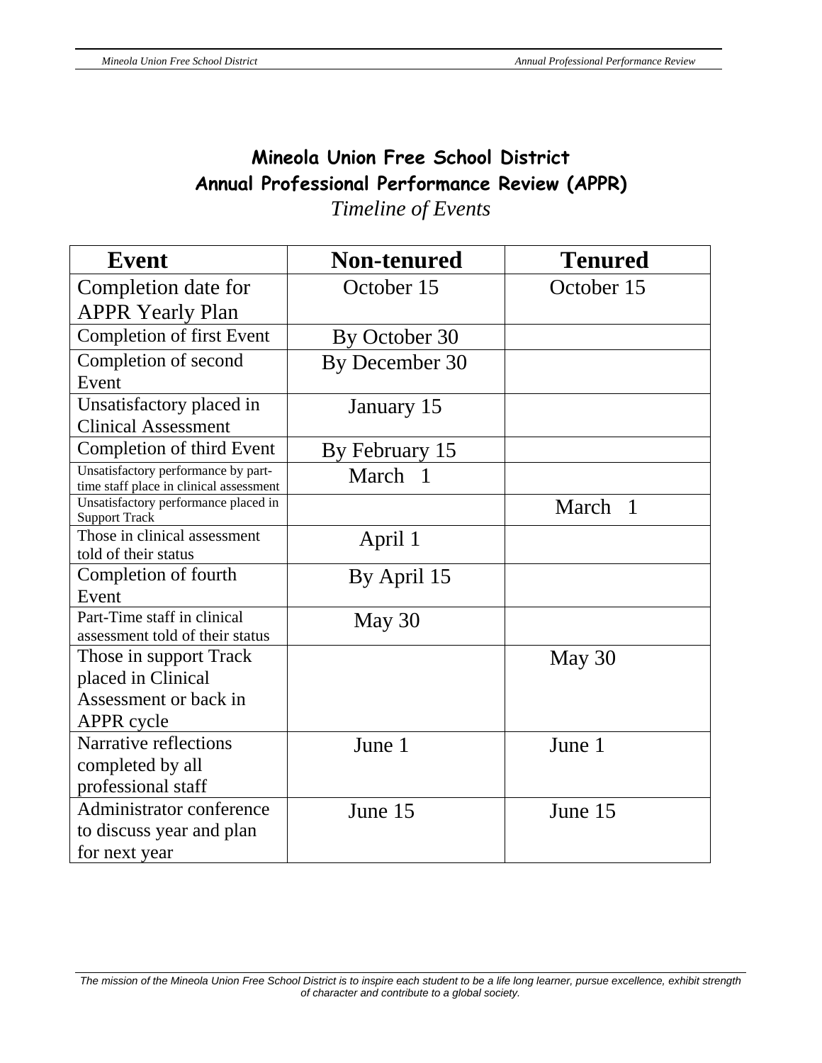# Mineola Union Free School District
# Annual Professional Performance Review (APPR)

*Timeline of Events*

| Event | Non-tenured | Tenured |
|---|---|---|
| Completion date for APPR Yearly Plan | October 15 | October 15 |
| Completion of first Event | By October 30 | |
| Completion of second Event | By December 30 | |
| Unsatisfactory placed in Clinical Assessment | January 15 | |
| Completion of third Event | By February 15 | |
| Unsatisfactory performance by part-time staff place in clinical assessment | March 1 | |
| Unsatisfactory performance placed in Support Track | | March 1 |
| Those in clinical assessment told of their status | April 1 | |
| Completion of fourth Event | By April 15 | |
| Part-Time staff in clinical assessment told of their status | May 30 | |
| Those in support Track placed in Clinical Assessment or back in APPR cycle | | May 30 |
| Narrative reflections completed by all professional staff | June 1 | June 1 |
| Administrator conference to discuss year and plan for next year | June 15 | June 15 |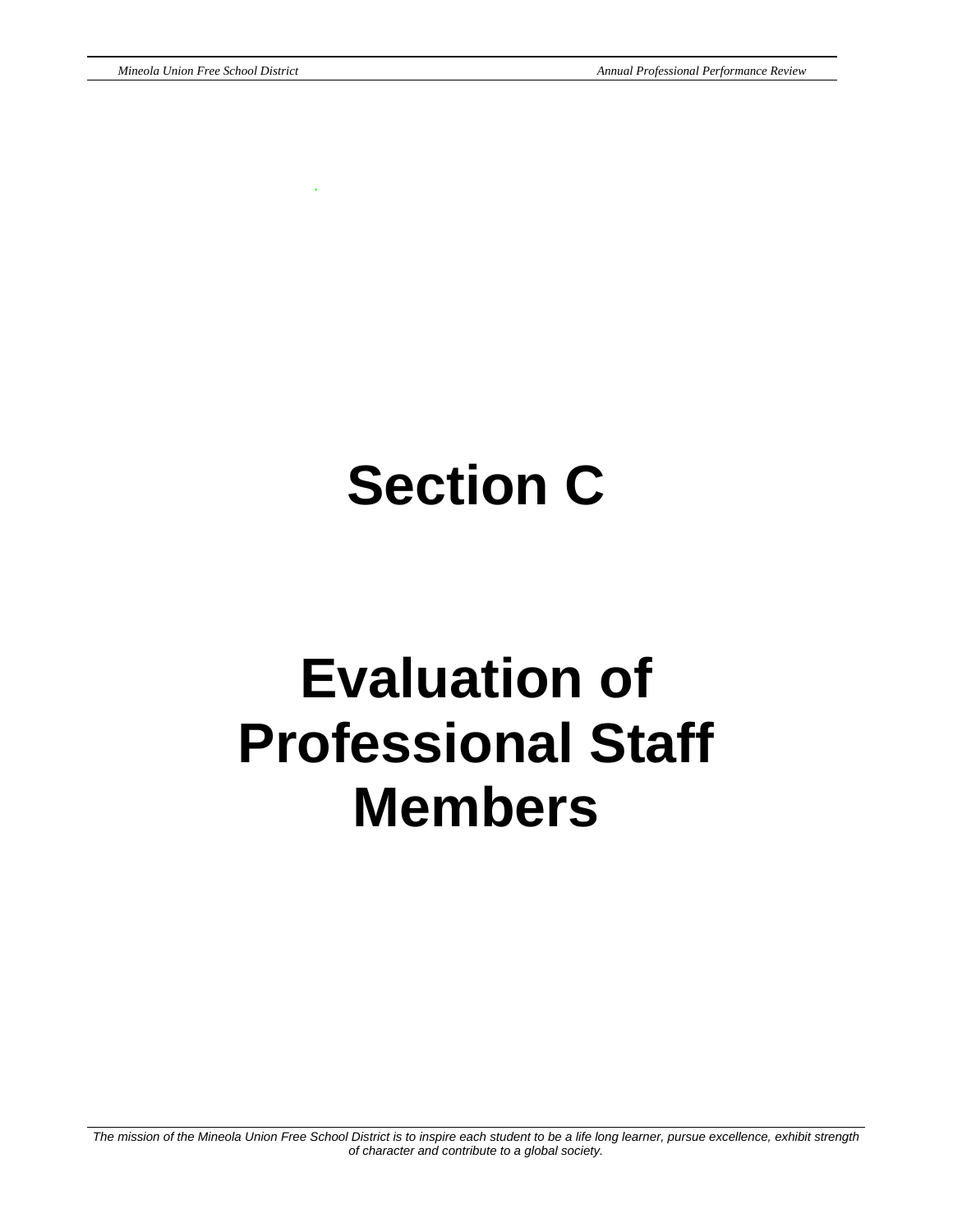# Section C

# Evaluation of Professional Staff Members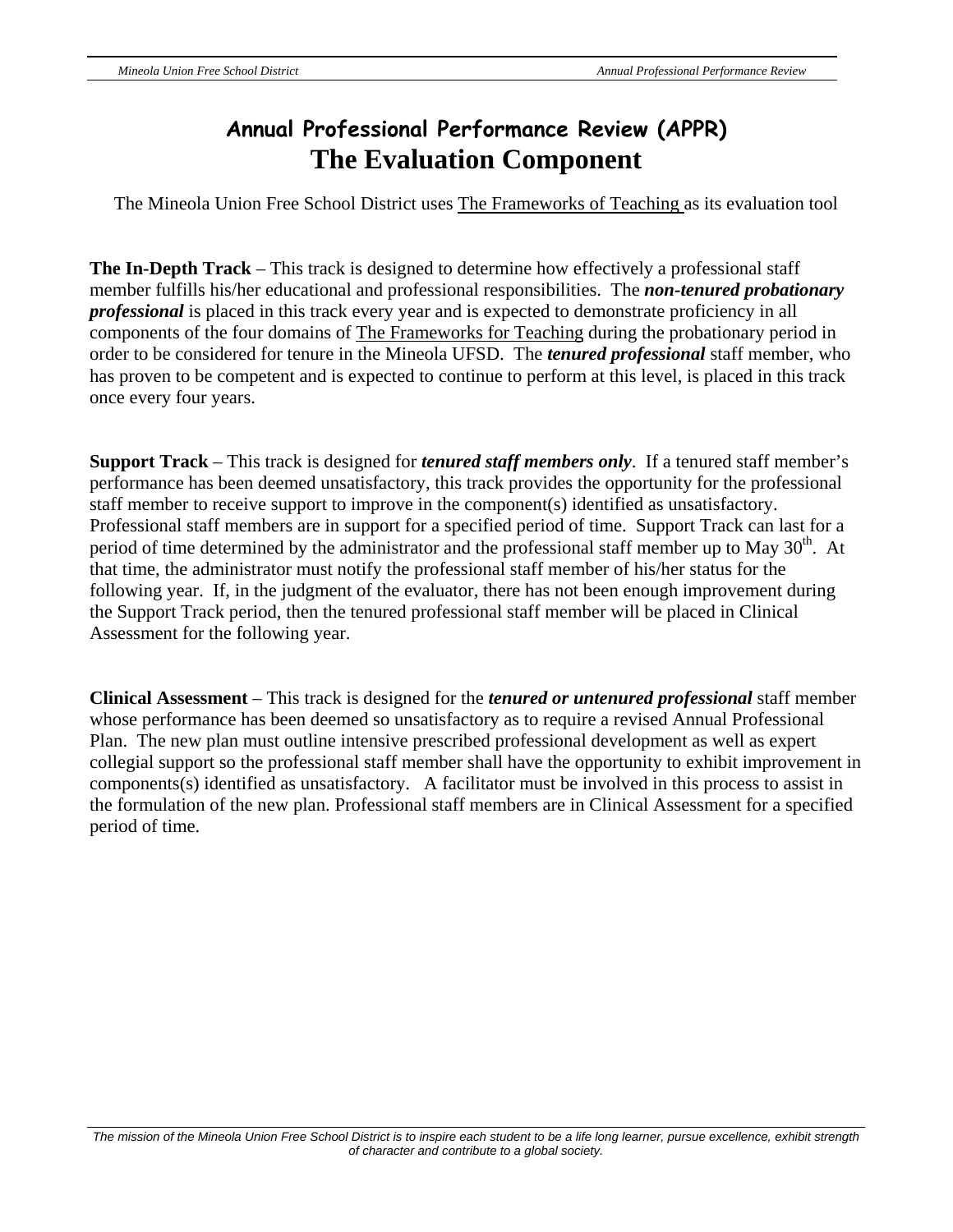# Annual Professional Performance Review (APPR)
# The Evaluation Component

The Mineola Union Free School District uses The Frameworks of Teaching as its evaluation tool

**The In-Depth Track** – This track is designed to determine how effectively a professional staff member fulfills his/her educational and professional responsibilities. The ***non-tenured probationary professional*** is placed in this track every year and is expected to demonstrate proficiency in all components of the four domains of The Frameworks for Teaching during the probationary period in order to be considered for tenure in the Mineola UFSD. The ***tenured professional*** staff member, who has proven to be competent and is expected to continue to perform at this level, is placed in this track once every four years.

**Support Track** – This track is designed for ***tenured staff members only***. If a tenured staff member's performance has been deemed unsatisfactory, this track provides the opportunity for the professional staff member to receive support to improve in the component(s) identified as unsatisfactory. Professional staff members are in support for a specified period of time. Support Track can last for a period of time determined by the administrator and the professional staff member up to May 30th. At that time, the administrator must notify the professional staff member of his/her status for the following year. If, in the judgment of the evaluator, there has not been enough improvement during the Support Track period, then the tenured professional staff member will be placed in Clinical Assessment for the following year.

**Clinical Assessment** – This track is designed for the ***tenured or untenured professional*** staff member whose performance has been deemed so unsatisfactory as to require a revised Annual Professional Plan. The new plan must outline intensive prescribed professional development as well as expert collegial support so the professional staff member shall have the opportunity to exhibit improvement in components(s) identified as unsatisfactory. A facilitator must be involved in this process to assist in the formulation of the new plan. Professional staff members are in Clinical Assessment for a specified period of time.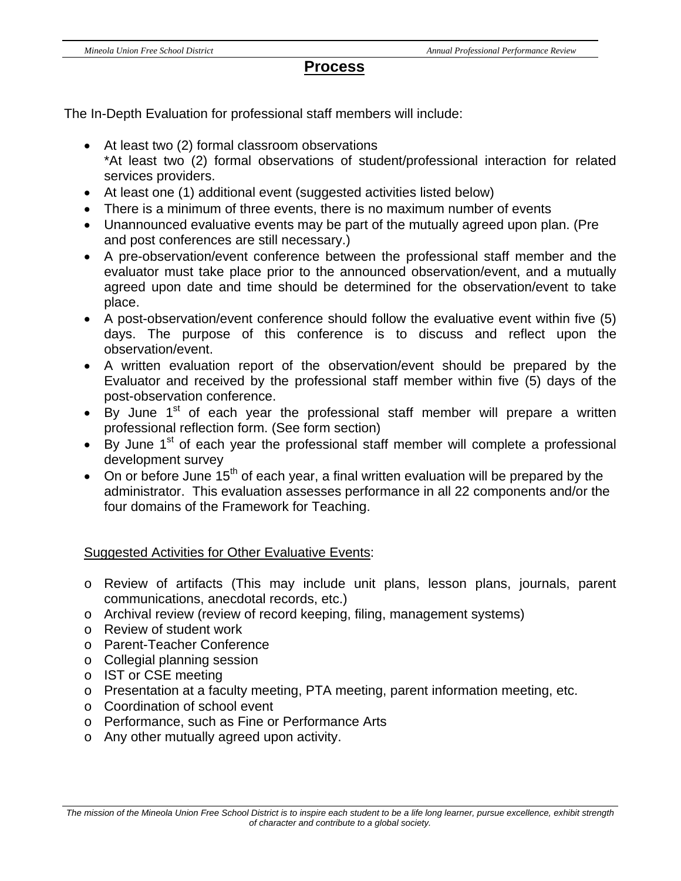# Process

The In-Depth Evaluation for professional staff members will include:

- At least two (2) formal classroom observations
  *At least two (2) formal observations of student/professional interaction for related services providers.
- At least one (1) additional event (suggested activities listed below)
- There is a minimum of three events, there is no maximum number of events
- Unannounced evaluative events may be part of the mutually agreed upon plan. (Pre and post conferences are still necessary.)
- A pre-observation/event conference between the professional staff member and the evaluator must take place prior to the announced observation/event, and a mutually agreed upon date and time should be determined for the observation/event to take place.
- A post-observation/event conference should follow the evaluative event within five (5) days. The purpose of this conference is to discuss and reflect upon the observation/event.
- A written evaluation report of the observation/event should be prepared by the Evaluator and received by the professional staff member within five (5) days of the post-observation conference.
- By June 1st of each year the professional staff member will prepare a written professional reflection form. (See form section)
- By June 1st of each year the professional staff member will complete a professional development survey
- On or before June 15th of each year, a final written evaluation will be prepared by the administrator. This evaluation assesses performance in all 22 components and/or the four domains of the Framework for Teaching.

<u>Suggested Activities for Other Evaluative Events</u>:

- Review of artifacts (This may include unit plans, lesson plans, journals, parent communications, anecdotal records, etc.)
- Archival review (review of record keeping, filing, management systems)
- Review of student work
- Parent-Teacher Conference
- Collegial planning session
- IST or CSE meeting
- Presentation at a faculty meeting, PTA meeting, parent information meeting, etc.
- Coordination of school event
- Performance, such as Fine or Performance Arts
- Any other mutually agreed upon activity.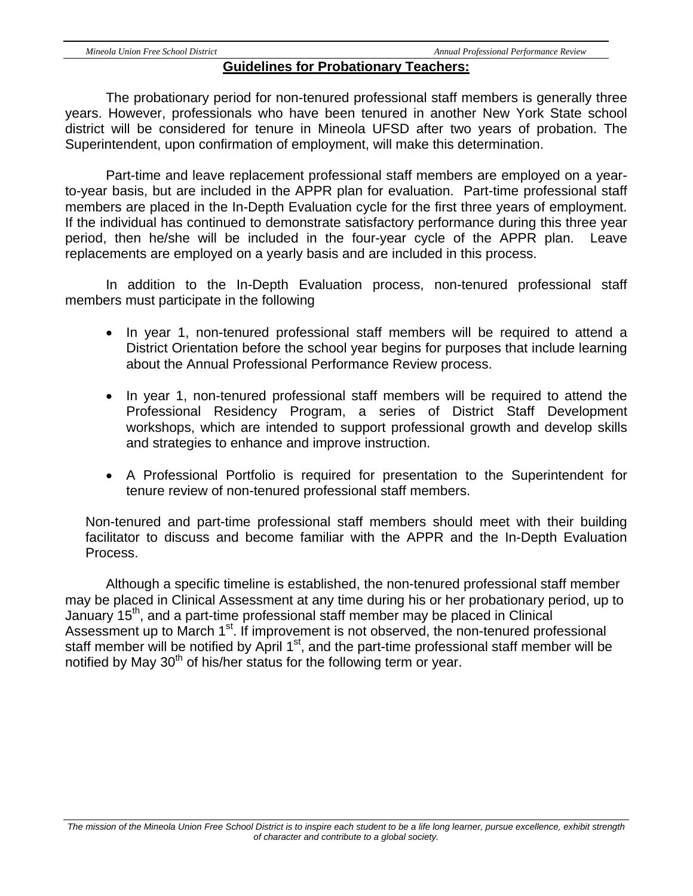## Guidelines for Probationary Teachers:

The probationary period for non-tenured professional staff members is generally three years. However, professionals who have been tenured in another New York State school district will be considered for tenure in Mineola UFSD after two years of probation. The Superintendent, upon confirmation of employment, will make this determination.

Part-time and leave replacement professional staff members are employed on a year-to-year basis, but are included in the APPR plan for evaluation. Part-time professional staff members are placed in the In-Depth Evaluation cycle for the first three years of employment. If the individual has continued to demonstrate satisfactory performance during this three year period, then he/she will be included in the four-year cycle of the APPR plan. Leave replacements are employed on a yearly basis and are included in this process.

In addition to the In-Depth Evaluation process, non-tenured professional staff members must participate in the following

- In year 1, non-tenured professional staff members will be required to attend a District Orientation before the school year begins for purposes that include learning about the Annual Professional Performance Review process.
- In year 1, non-tenured professional staff members will be required to attend the Professional Residency Program, a series of District Staff Development workshops, which are intended to support professional growth and develop skills and strategies to enhance and improve instruction.
- A Professional Portfolio is required for presentation to the Superintendent for tenure review of non-tenured professional staff members.

Non-tenured and part-time professional staff members should meet with their building facilitator to discuss and become familiar with the APPR and the In-Depth Evaluation Process.

Although a specific timeline is established, the non-tenured professional staff member may be placed in Clinical Assessment at any time during his or her probationary period, up to January 15th, and a part-time professional staff member may be placed in Clinical Assessment up to March 1st. If improvement is not observed, the non-tenured professional staff member will be notified by April 1st, and the part-time professional staff member will be notified by May 30th of his/her status for the following term or year.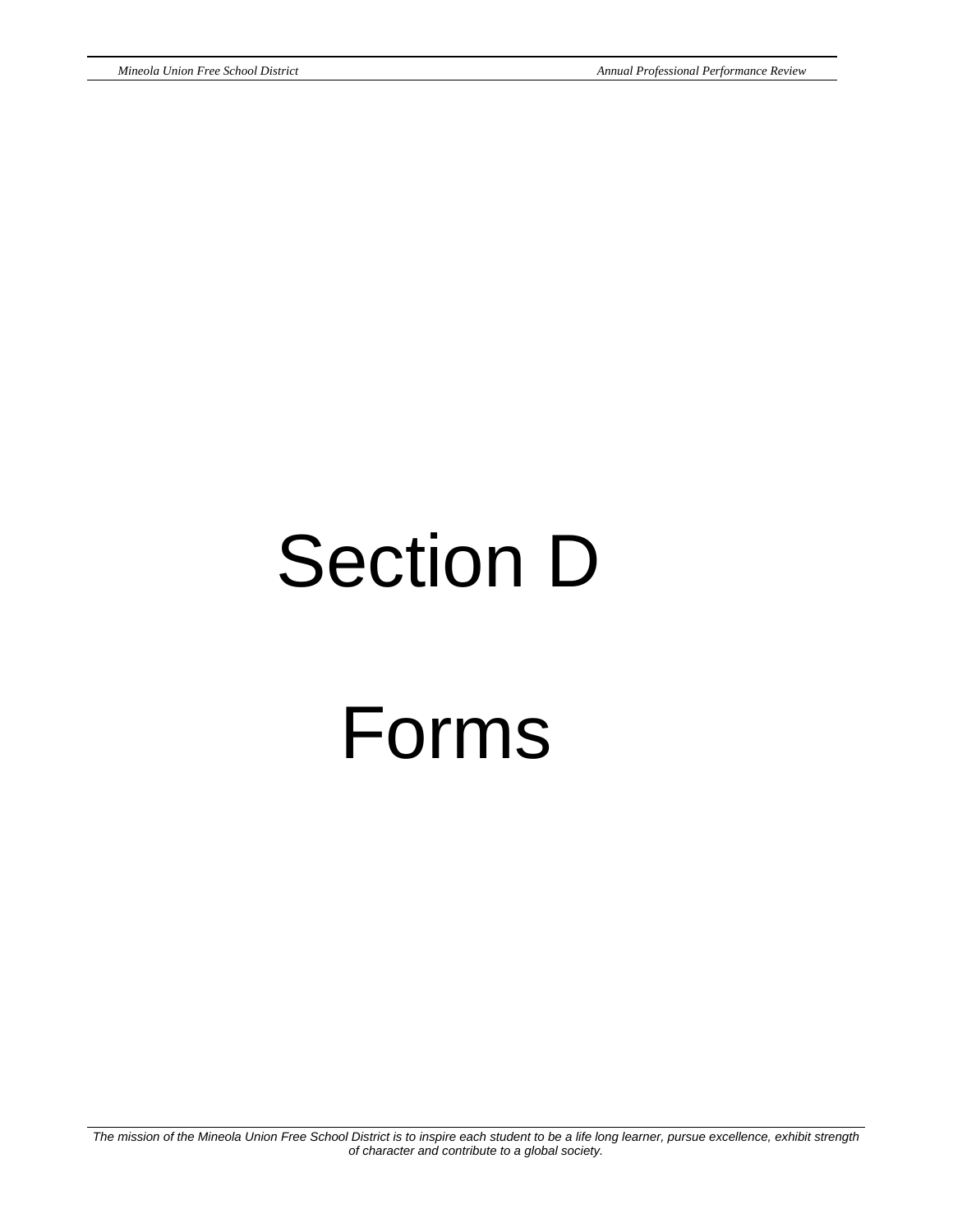# Section D

# Forms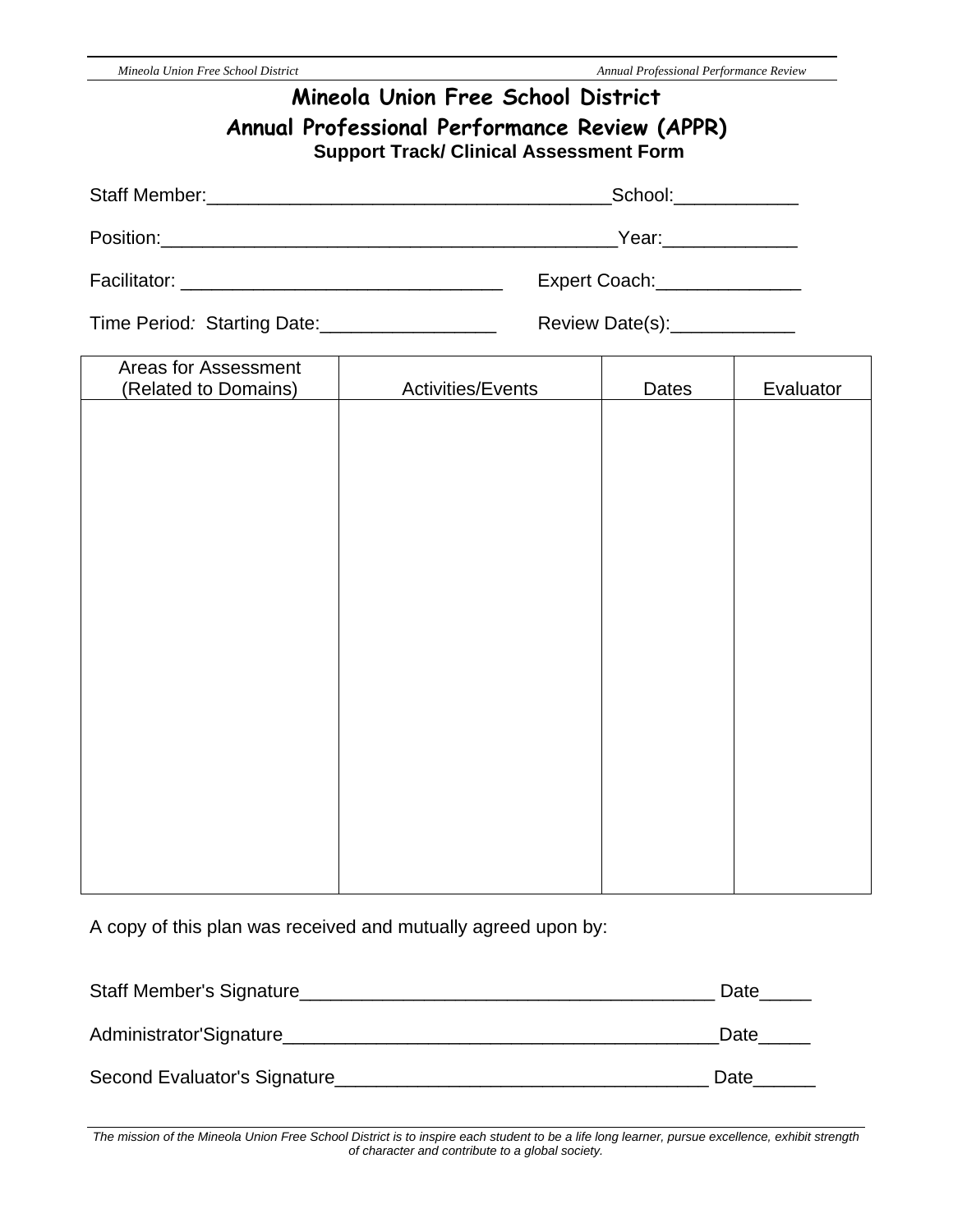# Mineola Union Free School District

## Annual Professional Performance Review (APPR)

### Support Track/ Clinical Assessment Form

Staff Member:______________________________________School:___________

Position:___________________________________________Year:____________

Facilitator: ______________________________ Expert Coach:_____________

Time Period: Starting Date:________________ Review Date(s):___________

| Areas for Assessment (Related to Domains) | Activities/Events | Dates | Evaluator |
|---|---|---|---|
| | | | |

A copy of this plan was received and mutually agreed upon by:

Staff Member's Signature_______________________________________ Date_____

Administrator'Signature_________________________________________Date_____

Second Evaluator's Signature___________________________________ Date______

*The mission of the Mineola Union Free School District is to inspire each student to be a life long learner, pursue excellence, exhibit strength of character and contribute to a global society.*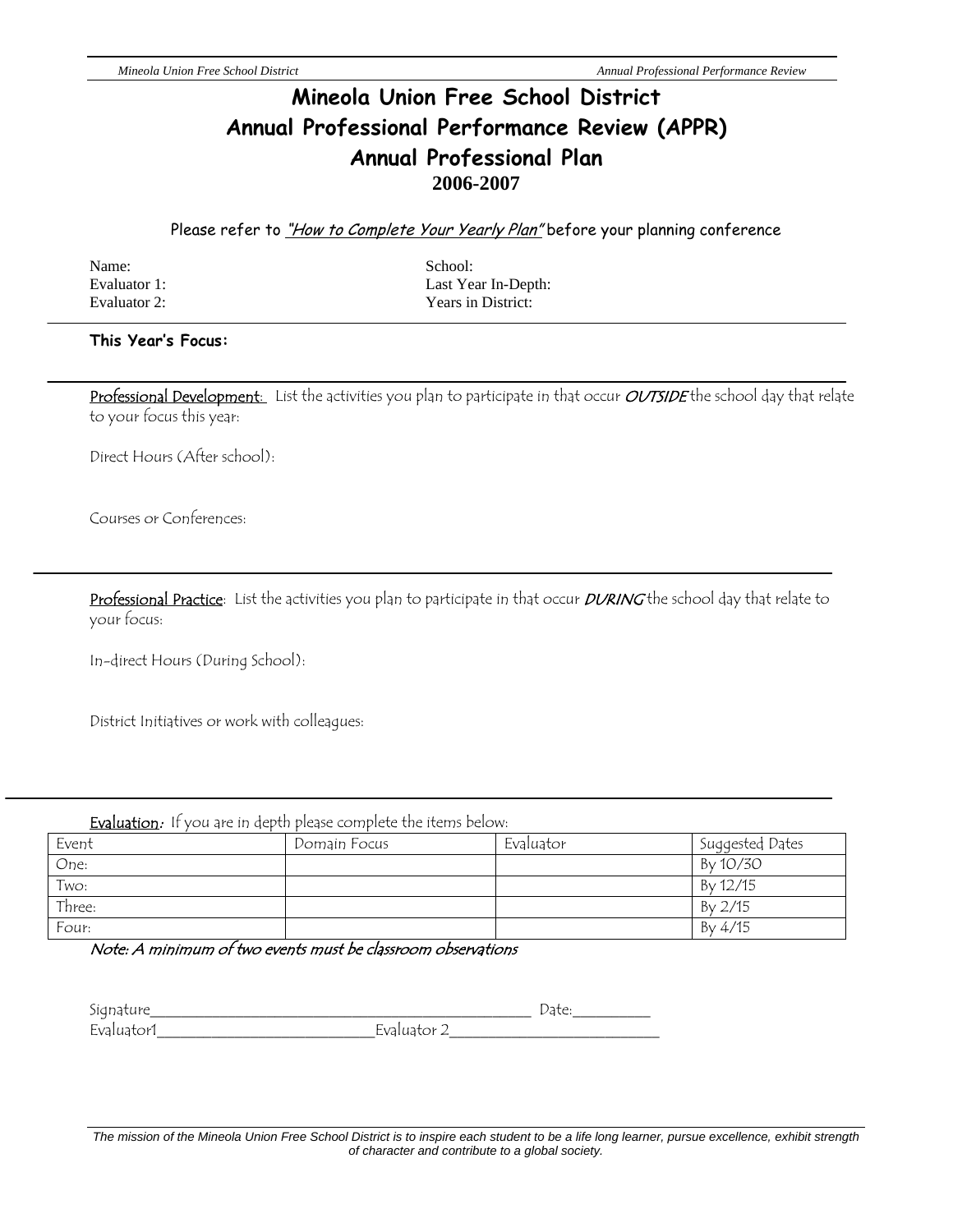# Mineola Union Free School District
# Annual Professional Performance Review (APPR)
# Annual Professional Plan
## 2006-2007

Please refer to *"How to Complete Your Yearly Plan"* before your planning conference

Name: 
Evaluator 1: 
Evaluator 2: 

School: 
Last Year In-Depth: 
Years in District: 

**This Year's Focus:**

---

Professional Development: List the activities you plan to participate in that occur *OUTSIDE* the school day that relate to your focus this year:

Direct Hours (After school):

Courses or Conferences:

---

Professional Practice: List the activities you plan to participate in that occur *DURING* the school day that relate to your focus:

In-direct Hours (During School):

District Initiatives or work with colleagues:

---

Evaluation: If you are in depth please complete the items below:

| Event | Domain Focus | Evaluator | Suggested Dates |
|---|---|---|---|
| One: | | | By 10/30 |
| Two: | | | By 12/15 |
| Three: | | | By 2/15 |
| Four: | | | By 4/15 |

*Note: A minimum of two events must be classroom observations*

Signature_______________________________________________ Date:_________

Evaluator1___________________________Evaluator 2__________________________

*The mission of the Mineola Union Free School District is to inspire each student to be a life long learner, pursue excellence, exhibit strength of character and contribute to a global society.*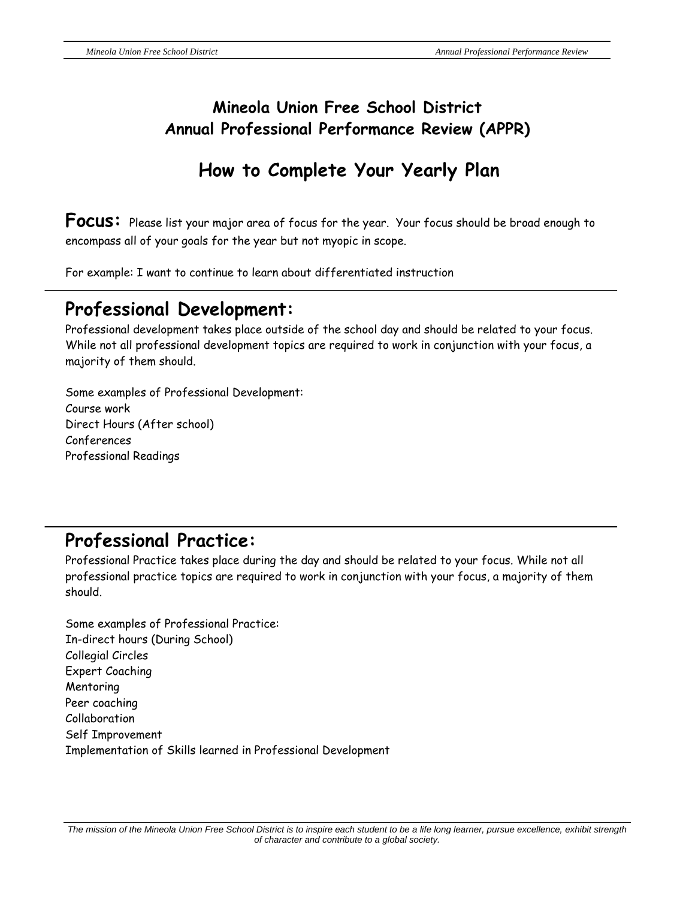# Mineola Union Free School District
# Annual Professional Performance Review (APPR)

## How to Complete Your Yearly Plan

**Focus:** Please list your major area of focus for the year. Your focus should be broad enough to encompass all of your goals for the year but not myopic in scope.

For example: I want to continue to learn about differentiated instruction

---

## Professional Development:

Professional development takes place outside of the school day and should be related to your focus. While not all professional development topics are required to work in conjunction with your focus, a majority of them should.

Some examples of Professional Development:
Course work
Direct Hours (After school)
Conferences
Professional Readings

---

## Professional Practice:

Professional Practice takes place during the day and should be related to your focus. While not all professional practice topics are required to work in conjunction with your focus, a majority of them should.

Some examples of Professional Practice:
In-direct hours (During School)
Collegial Circles
Expert Coaching
Mentoring
Peer coaching
Collaboration
Self Improvement
Implementation of Skills learned in Professional Development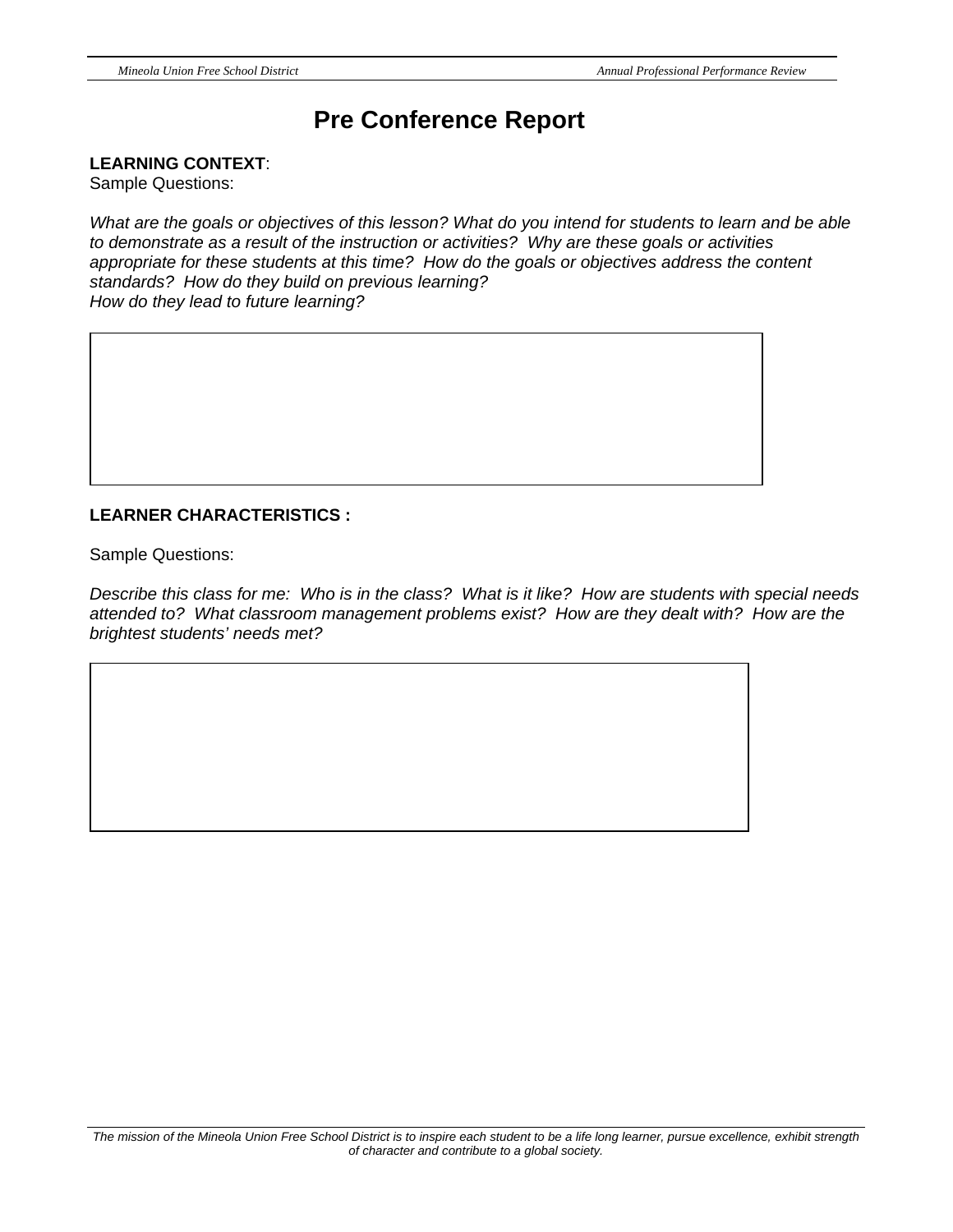# Pre Conference Report

**LEARNING CONTEXT**:
Sample Questions:

*What are the goals or objectives of this lesson? What do you intend for students to learn and be able to demonstrate as a result of the instruction or activities? Why are these goals or activities appropriate for these students at this time? How do the goals or objectives address the content standards? How do they build on previous learning?*
*How do they lead to future learning?*

| |
|---|
| |

**LEARNER CHARACTERISTICS :**

Sample Questions:

*Describe this class for me: Who is in the class? What is it like? How are students with special needs attended to? What classroom management problems exist? How are they dealt with? How are the brightest students' needs met?*

| |
|---|
| |

*The mission of the Mineola Union Free School District is to inspire each student to be a life long learner, pursue excellence, exhibit strength of character and contribute to a global society.*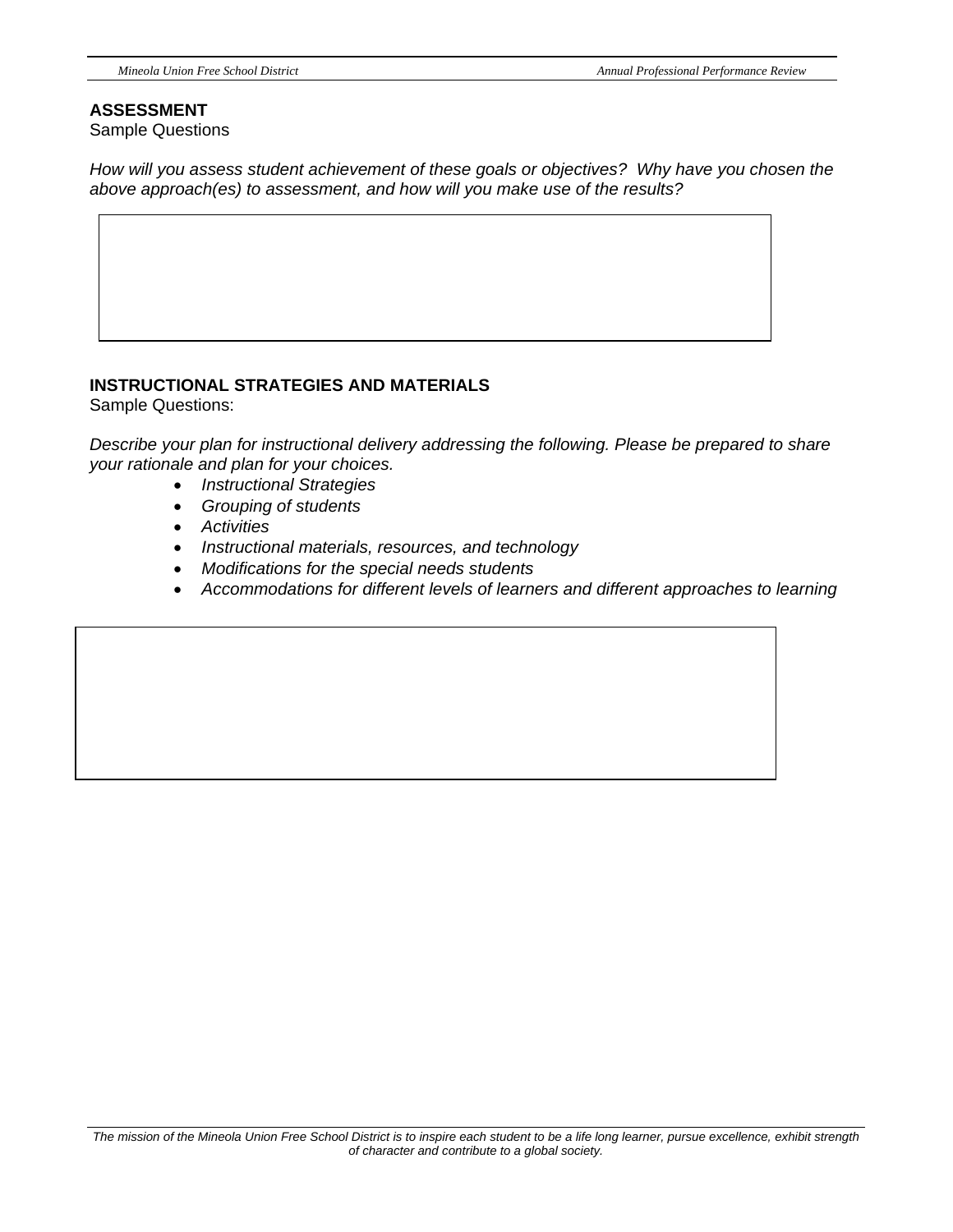**ASSESSMENT**

Sample Questions

*How will you assess student achievement of these goals or objectives?  Why have you chosen the above approach(es) to assessment, and how will you make use of the results?*

**INSTRUCTIONAL STRATEGIES AND MATERIALS**

Sample Questions:

*Describe your plan for instructional delivery addressing the following. Please be prepared to share your rationale and plan for your choices.*

- *Instructional Strategies*
- *Grouping of students*
- *Activities*
- *Instructional materials, resources, and technology*
- *Modifications for the special needs students*
- *Accommodations for different levels of learners and different approaches to learning*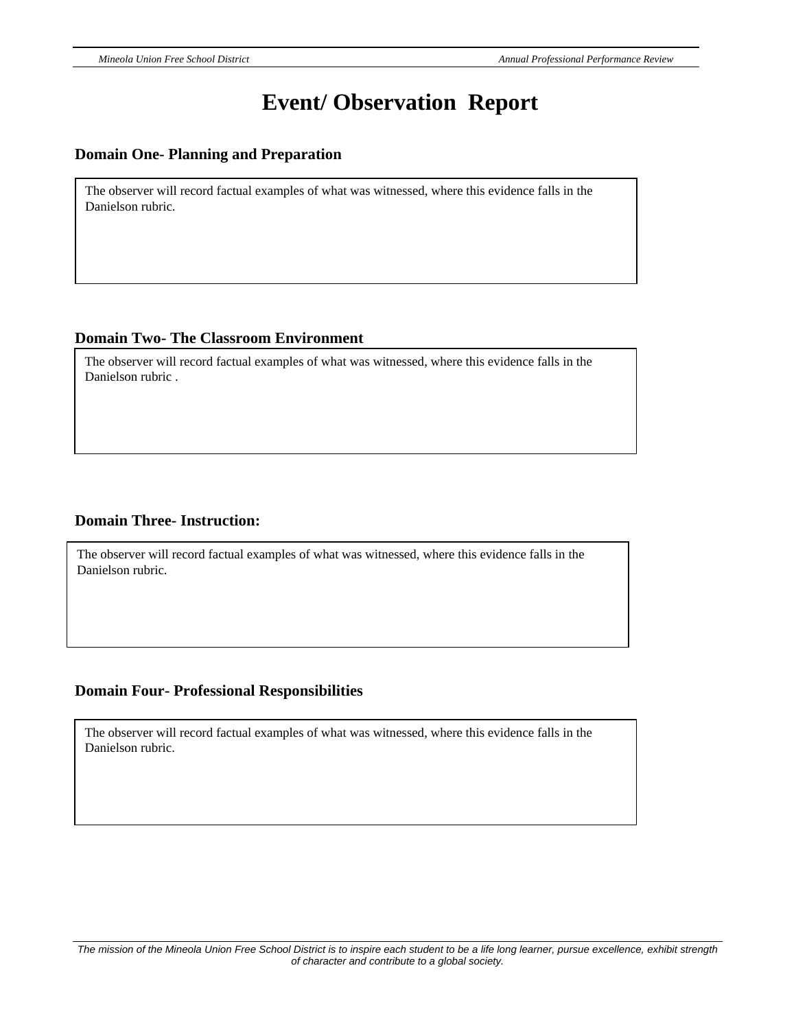# Event/ Observation Report

## Domain One- Planning and Preparation

The observer will record factual examples of what was witnessed, where this evidence falls in the Danielson rubric.

## Domain Two- The Classroom Environment

The observer will record factual examples of what was witnessed, where this evidence falls in the Danielson rubric .

## Domain Three- Instruction:

The observer will record factual examples of what was witnessed, where this evidence falls in the Danielson rubric.

## Domain Four- Professional Responsibilities

The observer will record factual examples of what was witnessed, where this evidence falls in the Danielson rubric.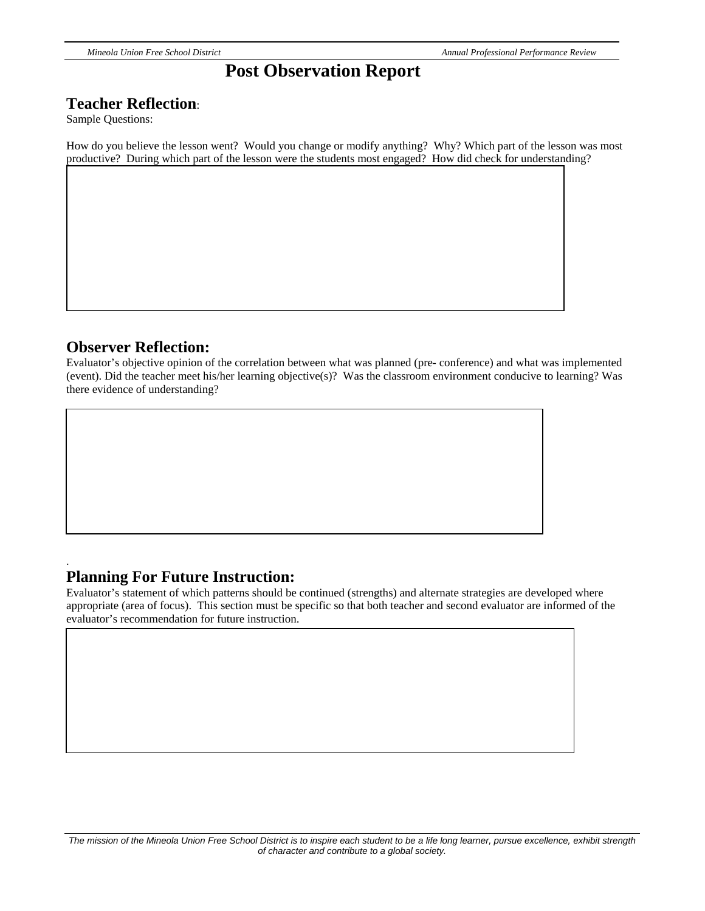# Post Observation Report

## Teacher Reflection:

Sample Questions:

How do you believe the lesson went? Would you change or modify anything? Why? Which part of the lesson was most productive? During which part of the lesson were the students most engaged? How did check for understanding?

## Observer Reflection:

Evaluator's objective opinion of the correlation between what was planned (pre- conference) and what was implemented (event). Did the teacher meet his/her learning objective(s)? Was the classroom environment conducive to learning? Was there evidence of understanding?

## Planning For Future Instruction:

Evaluator's statement of which patterns should be continued (strengths) and alternate strategies are developed where appropriate (area of focus). This section must be specific so that both teacher and second evaluator are informed of the evaluator's recommendation for future instruction.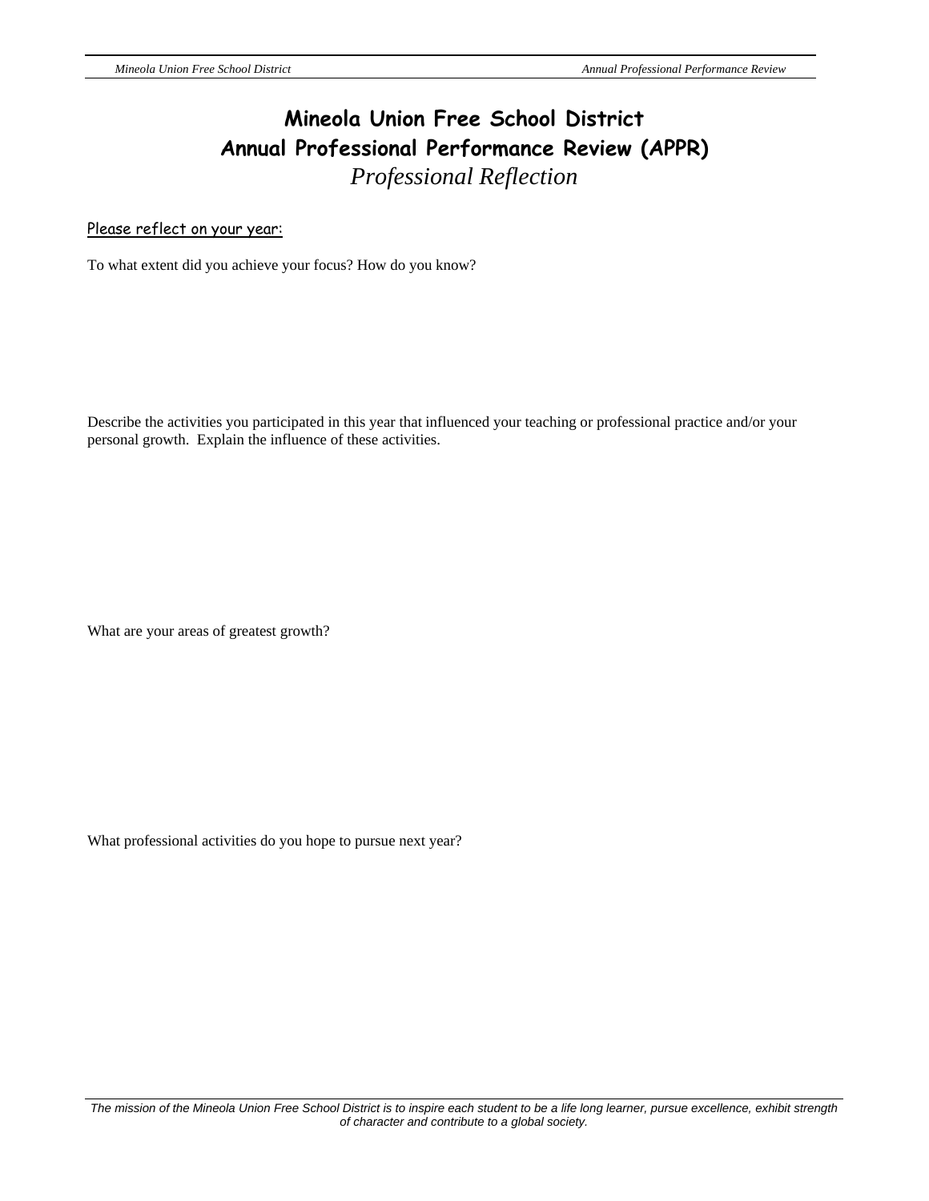# Mineola Union Free School District
# Annual Professional Performance Review (APPR)
## *Professional Reflection*

Please reflect on your year:

To what extent did you achieve your focus? How do you know?

Describe the activities you participated in this year that influenced your teaching or professional practice and/or your personal growth. Explain the influence of these activities.

What are your areas of greatest growth?

What professional activities do you hope to pursue next year?

*The mission of the Mineola Union Free School District is to inspire each student to be a life long learner, pursue excellence, exhibit strength of character and contribute to a global society.*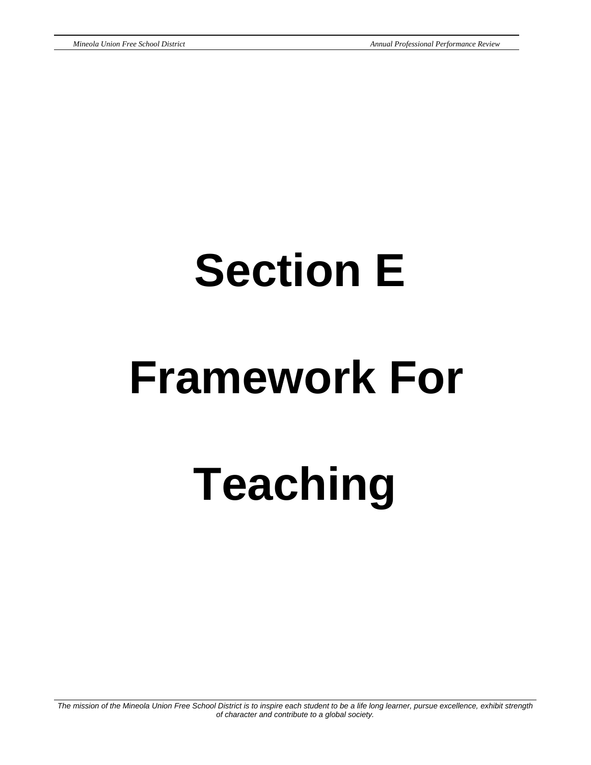# Section E

# Framework For Teaching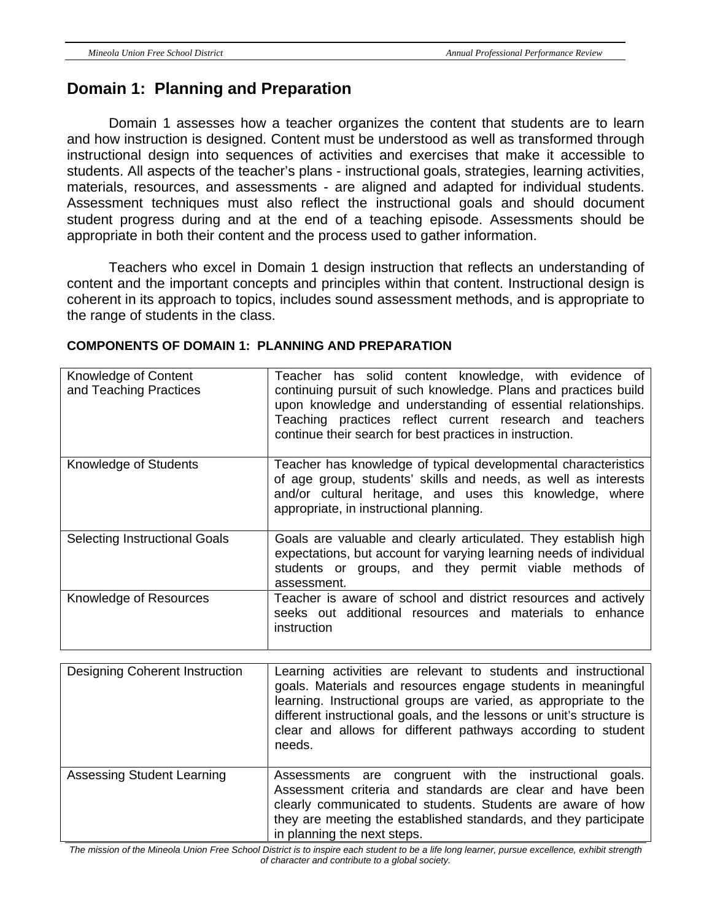## Domain 1: Planning and Preparation

Domain 1 assesses how a teacher organizes the content that students are to learn and how instruction is designed. Content must be understood as well as transformed through instructional design into sequences of activities and exercises that make it accessible to students. All aspects of the teacher's plans - instructional goals, strategies, learning activities, materials, resources, and assessments - are aligned and adapted for individual students. Assessment techniques must also reflect the instructional goals and should document student progress during and at the end of a teaching episode. Assessments should be appropriate in both their content and the process used to gather information.

Teachers who excel in Domain 1 design instruction that reflects an understanding of content and the important concepts and principles within that content. Instructional design is coherent in its approach to topics, includes sound assessment methods, and is appropriate to the range of students in the class.

**COMPONENTS OF DOMAIN 1: PLANNING AND PREPARATION**

| Component | Description |
|---|---|
| Knowledge of Content and Teaching Practices | Teacher has solid content knowledge, with evidence of continuing pursuit of such knowledge. Plans and practices build upon knowledge and understanding of essential relationships. Teaching practices reflect current research and teachers continue their search for best practices in instruction. |
| Knowledge of Students | Teacher has knowledge of typical developmental characteristics of age group, students' skills and needs, as well as interests and/or cultural heritage, and uses this knowledge, where appropriate, in instructional planning. |
| Selecting Instructional Goals | Goals are valuable and clearly articulated. They establish high expectations, but account for varying learning needs of individual students or groups, and they permit viable methods of assessment. |
| Knowledge of Resources | Teacher is aware of school and district resources and actively seeks out additional resources and materials to enhance instruction |
| Designing Coherent Instruction | Learning activities are relevant to students and instructional goals. Materials and resources engage students in meaningful learning. Instructional groups are varied, as appropriate to the different instructional goals, and the lessons or unit's structure is clear and allows for different pathways according to student needs. |
| Assessing Student Learning | Assessments are congruent with the instructional goals. Assessment criteria and standards are clear and have been clearly communicated to students. Students are aware of how they are meeting the established standards, and they participate in planning the next steps. |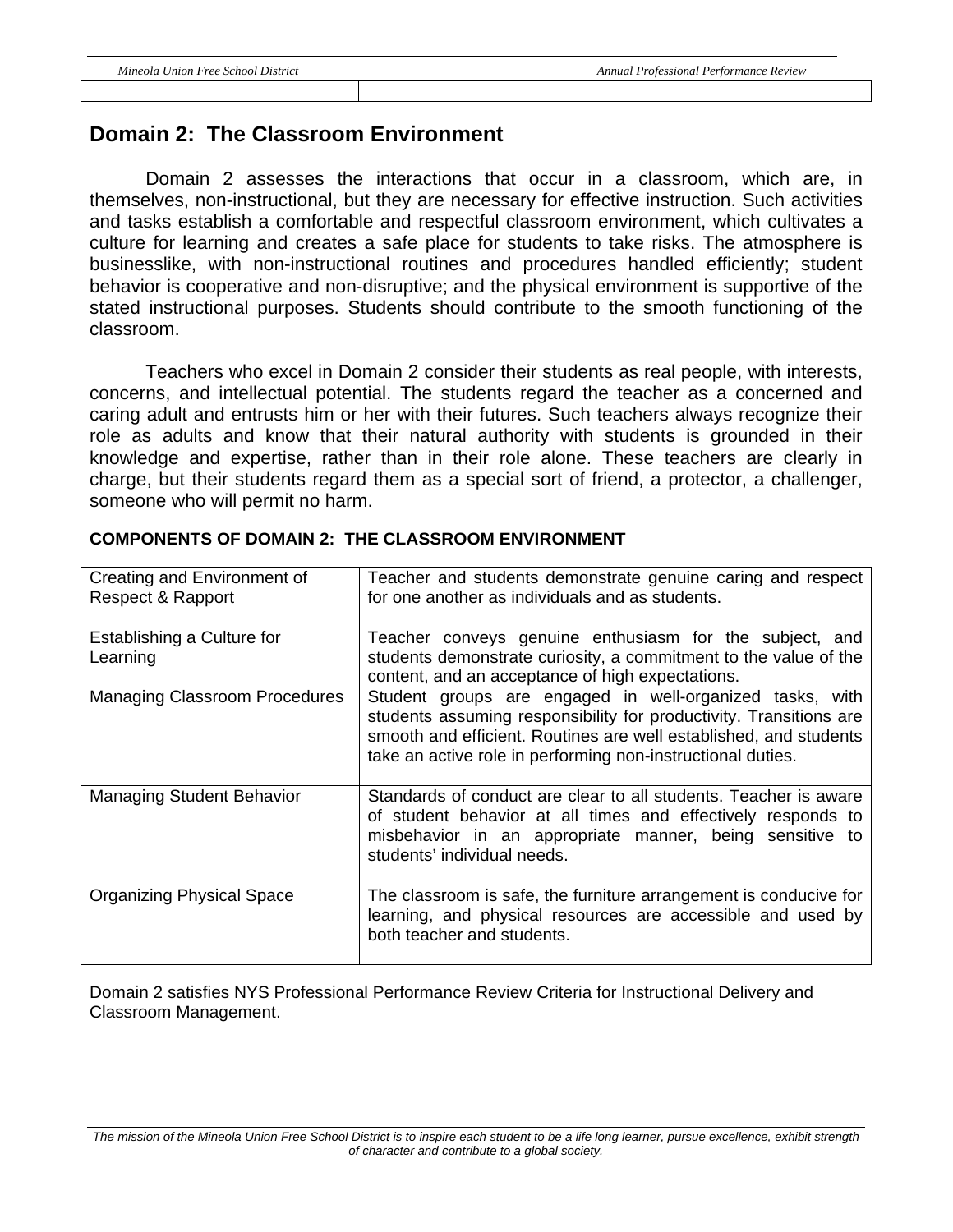## Domain 2: The Classroom Environment

Domain 2 assesses the interactions that occur in a classroom, which are, in themselves, non-instructional, but they are necessary for effective instruction. Such activities and tasks establish a comfortable and respectful classroom environment, which cultivates a culture for learning and creates a safe place for students to take risks. The atmosphere is businesslike, with non-instructional routines and procedures handled efficiently; student behavior is cooperative and non-disruptive; and the physical environment is supportive of the stated instructional purposes. Students should contribute to the smooth functioning of the classroom.

Teachers who excel in Domain 2 consider their students as real people, with interests, concerns, and intellectual potential. The students regard the teacher as a concerned and caring adult and entrusts him or her with their futures. Such teachers always recognize their role as adults and know that their natural authority with students is grounded in their knowledge and expertise, rather than in their role alone. These teachers are clearly in charge, but their students regard them as a special sort of friend, a protector, a challenger, someone who will permit no harm.

**COMPONENTS OF DOMAIN 2: THE CLASSROOM ENVIRONMENT**

| | |
|---|---|
| Creating and Environment of Respect & Rapport | Teacher and students demonstrate genuine caring and respect for one another as individuals and as students. |
| Establishing a Culture for Learning | Teacher conveys genuine enthusiasm for the subject, and students demonstrate curiosity, a commitment to the value of the content, and an acceptance of high expectations. |
| Managing Classroom Procedures | Student groups are engaged in well-organized tasks, with students assuming responsibility for productivity. Transitions are smooth and efficient. Routines are well established, and students take an active role in performing non-instructional duties. |
| Managing Student Behavior | Standards of conduct are clear to all students. Teacher is aware of student behavior at all times and effectively responds to misbehavior in an appropriate manner, being sensitive to students' individual needs. |
| Organizing Physical Space | The classroom is safe, the furniture arrangement is conducive for learning, and physical resources are accessible and used by both teacher and students. |

Domain 2 satisfies NYS Professional Performance Review Criteria for Instructional Delivery and Classroom Management.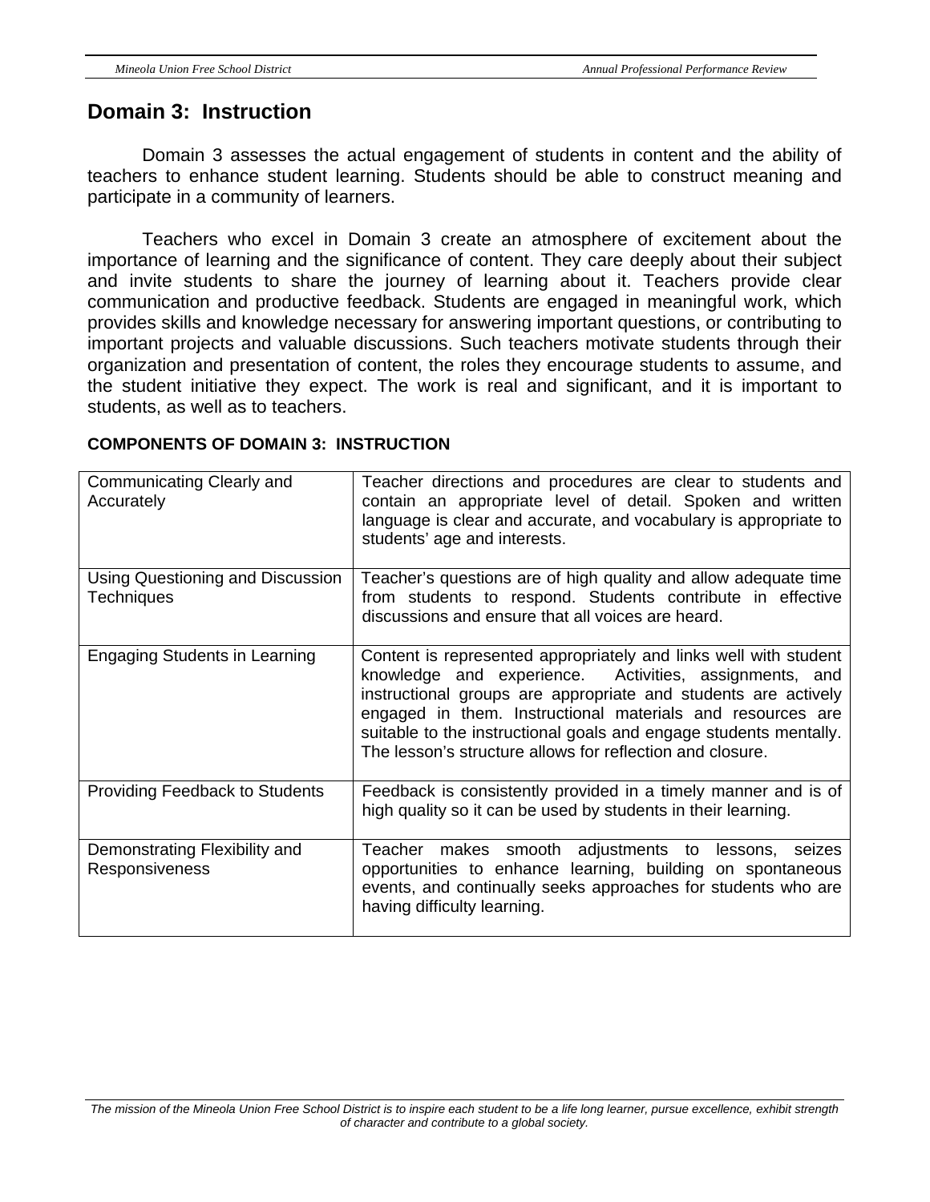## Domain 3: Instruction

Domain 3 assesses the actual engagement of students in content and the ability of teachers to enhance student learning. Students should be able to construct meaning and participate in a community of learners.

Teachers who excel in Domain 3 create an atmosphere of excitement about the importance of learning and the significance of content. They care deeply about their subject and invite students to share the journey of learning about it. Teachers provide clear communication and productive feedback. Students are engaged in meaningful work, which provides skills and knowledge necessary for answering important questions, or contributing to important projects and valuable discussions. Such teachers motivate students through their organization and presentation of content, the roles they encourage students to assume, and the student initiative they expect. The work is real and significant, and it is important to students, as well as to teachers.

**COMPONENTS OF DOMAIN 3: INSTRUCTION**

| | |
|---|---|
| Communicating Clearly and Accurately | Teacher directions and procedures are clear to students and contain an appropriate level of detail. Spoken and written language is clear and accurate, and vocabulary is appropriate to students' age and interests. |
| Using Questioning and Discussion Techniques | Teacher's questions are of high quality and allow adequate time from students to respond. Students contribute in effective discussions and ensure that all voices are heard. |
| Engaging Students in Learning | Content is represented appropriately and links well with student knowledge and experience. Activities, assignments, and instructional groups are appropriate and students are actively engaged in them. Instructional materials and resources are suitable to the instructional goals and engage students mentally. The lesson's structure allows for reflection and closure. |
| Providing Feedback to Students | Feedback is consistently provided in a timely manner and is of high quality so it can be used by students in their learning. |
| Demonstrating Flexibility and Responsiveness | Teacher makes smooth adjustments to lessons, seizes opportunities to enhance learning, building on spontaneous events, and continually seeks approaches for students who are having difficulty learning. |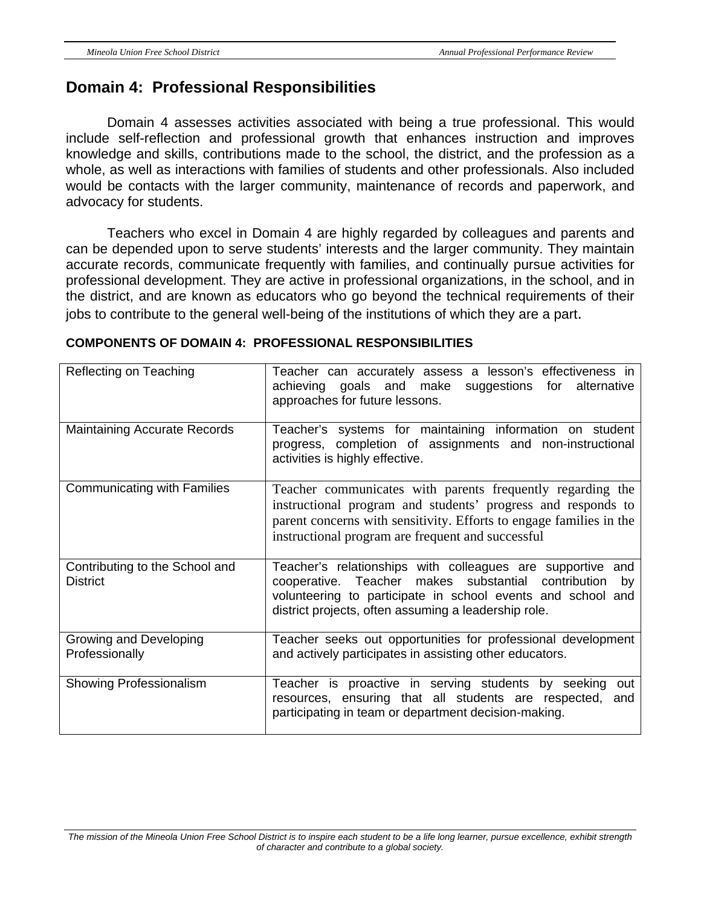## Domain 4: Professional Responsibilities

Domain 4 assesses activities associated with being a true professional. This would include self-reflection and professional growth that enhances instruction and improves knowledge and skills, contributions made to the school, the district, and the profession as a whole, as well as interactions with families of students and other professionals. Also included would be contacts with the larger community, maintenance of records and paperwork, and advocacy for students.

Teachers who excel in Domain 4 are highly regarded by colleagues and parents and can be depended upon to serve students' interests and the larger community. They maintain accurate records, communicate frequently with families, and continually pursue activities for professional development. They are active in professional organizations, in the school, and in the district, and are known as educators who go beyond the technical requirements of their jobs to contribute to the general well-being of the institutions of which they are a part.

**COMPONENTS OF DOMAIN 4: PROFESSIONAL RESPONSIBILITIES**

| Component | Description |
|---|---|
| Reflecting on Teaching | Teacher can accurately assess a lesson's effectiveness in achieving goals and make suggestions for alternative approaches for future lessons. |
| Maintaining Accurate Records | Teacher's systems for maintaining information on student progress, completion of assignments and non-instructional activities is highly effective. |
| Communicating with Families | Teacher communicates with parents frequently regarding the instructional program and students' progress and responds to parent concerns with sensitivity. Efforts to engage families in the instructional program are frequent and successful |
| Contributing to the School and District | Teacher's relationships with colleagues are supportive and cooperative. Teacher makes substantial contribution by volunteering to participate in school events and school and district projects, often assuming a leadership role. |
| Growing and Developing Professionally | Teacher seeks out opportunities for professional development and actively participates in assisting other educators. |
| Showing Professionalism | Teacher is proactive in serving students by seeking out resources, ensuring that all students are respected, and participating in team or department decision-making. |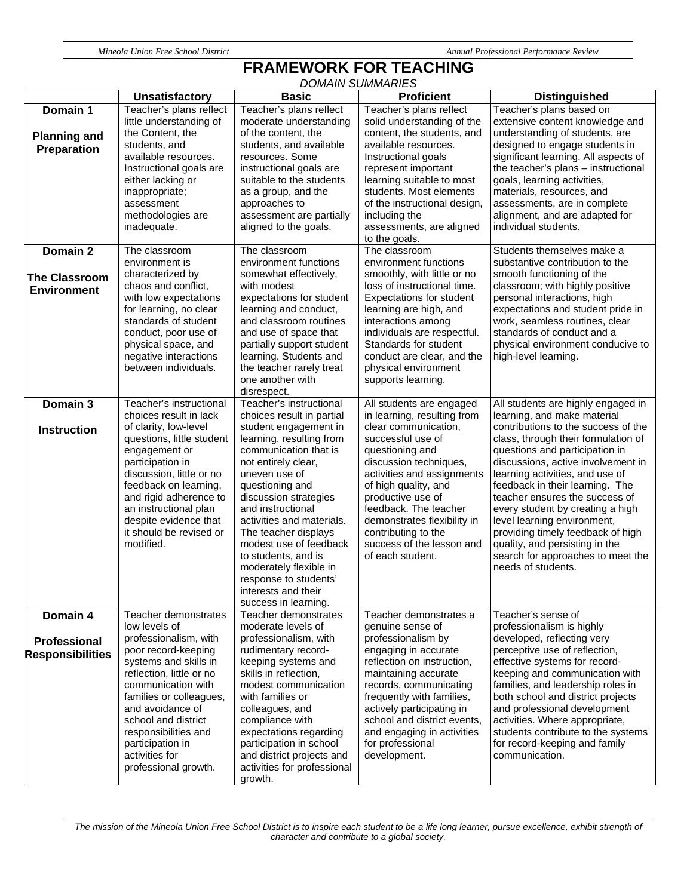# FRAMEWORK FOR TEACHING

*DOMAIN SUMMARIES*

| | Unsatisfactory | Basic | Proficient | Distinguished |
|---|---|---|---|---|
| **Domain 1** **Planning and Preparation** | Teacher's plans reflect little understanding of the Content, the students, and available resources. Instructional goals are either lacking or inappropriate; assessment methodologies are inadequate. | Teacher's plans reflect moderate understanding of the content, the students, and available resources. Some instructional goals are suitable to the students as a group, and the approaches to assessment are partially aligned to the goals. | Teacher's plans reflect solid understanding of the content, the students, and available resources. Instructional goals represent important learning suitable to most students. Most elements of the instructional design, including the assessments, are aligned to the goals. | Teacher's plans based on extensive content knowledge and understanding of students, are designed to engage students in significant learning. All aspects of the teacher's plans – instructional goals, learning activities, materials, resources, and assessments, are in complete alignment, and are adapted for individual students. |
| **Domain 2** **The Classroom Environment** | The classroom environment is characterized by chaos and conflict, with low expectations for learning, no clear standards of student conduct, poor use of physical space, and negative interactions between individuals. | The classroom environment functions somewhat effectively, with modest expectations for student learning and conduct, and classroom routines and use of space that partially support student learning. Students and the teacher rarely treat one another with disrespect. | The classroom environment functions smoothly, with little or no loss of instructional time. Expectations for student learning are high, and interactions among individuals are respectful. Standards for student conduct are clear, and the physical environment supports learning. | Students themselves make a substantive contribution to the smooth functioning of the classroom; with highly positive personal interactions, high expectations and student pride in work, seamless routines, clear standards of conduct and a physical environment conducive to high-level learning. |
| **Domain 3** **Instruction** | Teacher's instructional choices result in lack of clarity, low-level questions, little student engagement or participation in discussion, little or no feedback on learning, and rigid adherence to an instructional plan despite evidence that it should be revised or modified. | Teacher's instructional choices result in partial student engagement in learning, resulting from communication that is not entirely clear, uneven use of questioning and discussion strategies and instructional activities and materials. The teacher displays modest use of feedback to students, and is moderately flexible in response to students' interests and their success in learning. | All students are engaged in learning, resulting from clear communication, successful use of questioning and discussion techniques, activities and assignments of high quality, and productive use of feedback. The teacher demonstrates flexibility in contributing to the success of the lesson and of each student. | All students are highly engaged in learning, and make material contributions to the success of the class, through their formulation of questions and participation in discussions, active involvement in learning activities, and use of feedback in their learning. The teacher ensures the success of every student by creating a high level learning environment, providing timely feedback of high quality, and persisting in the search for approaches to meet the needs of students. |
| **Domain 4** **Professional Responsibilities** | Teacher demonstrates low levels of professionalism, with poor record-keeping systems and skills in reflection, little or no communication with families or colleagues, and avoidance of school and district responsibilities and participation in activities for professional growth. | Teacher demonstrates moderate levels of professionalism, with rudimentary record-keeping systems and skills in reflection, modest communication with families or colleagues, and compliance with expectations regarding participation in school and district projects and activities for professional growth. | Teacher demonstrates a genuine sense of professionalism by engaging in accurate reflection on instruction, maintaining accurate records, communicating frequently with families, actively participating in school and district events, and engaging in activities for professional development. | Teacher's sense of professionalism is highly developed, reflecting very perceptive use of reflection, effective systems for record-keeping and communication with families, and leadership roles in both school and district projects and professional development activities. Where appropriate, students contribute to the systems for record-keeping and family communication. |

*The mission of the Mineola Union Free School District is to inspire each student to be a life long learner, pursue excellence, exhibit strength of character and contribute to a global society.*